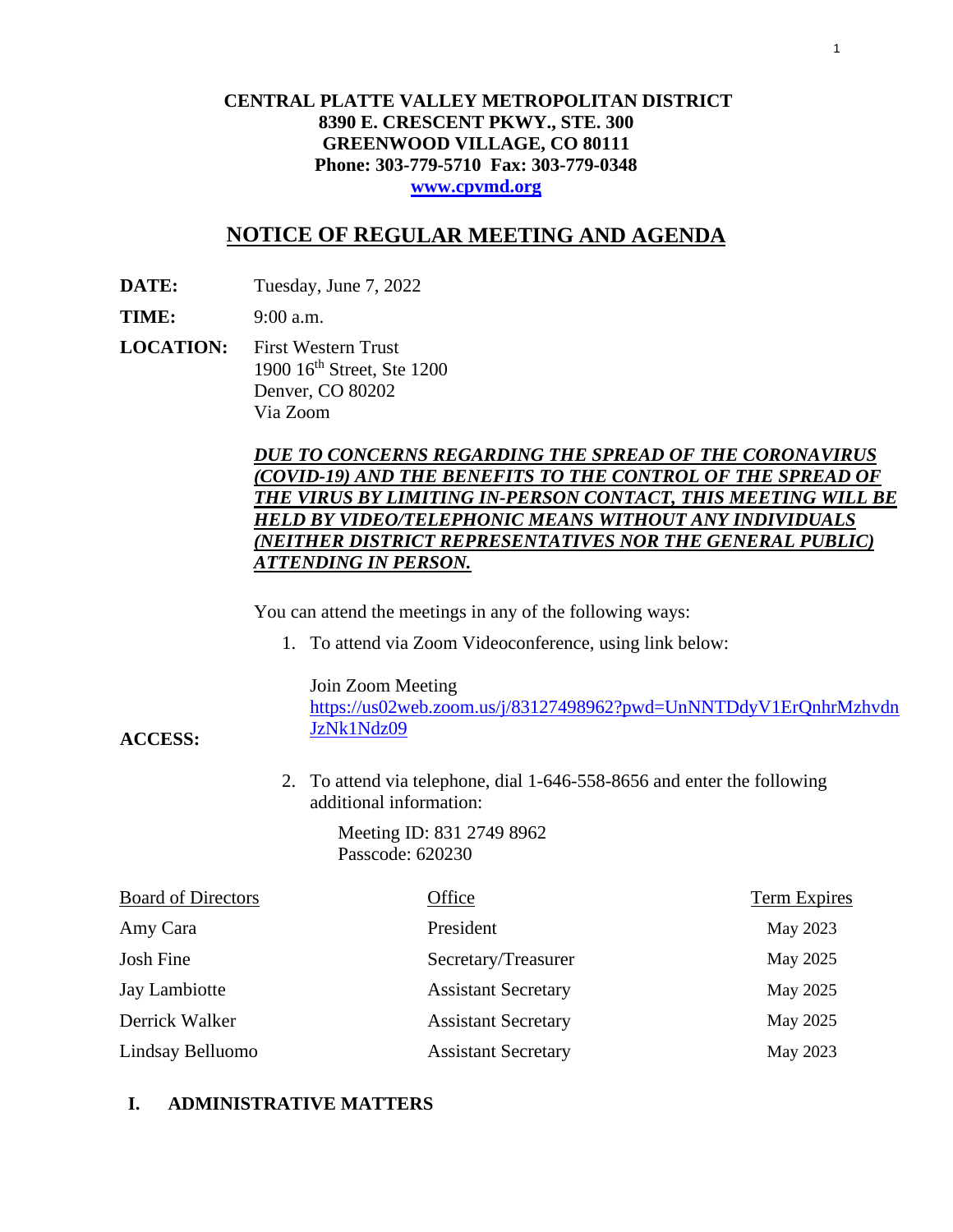**CENTRAL PLATTE VALLEY METROPOLITAN DISTRICT**
**8390 E. CRESCENT PKWY., STE. 300**
**GREENWOOD VILLAGE, CO 80111**
**Phone: 303-779-5710 Fax: 303-779-0348**
**[www.cpvmd.org](http://www.cpvmd.org)**

# NOTICE OF REGULAR MEETING AND AGENDA

**DATE:** Tuesday, June 7, 2022

**TIME:** 9:00 a.m.

**LOCATION:** First Western Trust
1900 16th Street, Ste 1200
Denver, CO 80202
Via Zoom

***DUE TO CONCERNS REGARDING THE SPREAD OF THE CORONAVIRUS (COVID-19) AND THE BENEFITS TO THE CONTROL OF THE SPREAD OF THE VIRUS BY LIMITING IN-PERSON CONTACT, THIS MEETING WILL BE HELD BY VIDEO/TELEPHONIC MEANS WITHOUT ANY INDIVIDUALS (NEITHER DISTRICT REPRESENTATIVES NOR THE GENERAL PUBLIC) ATTENDING IN PERSON.***

**ACCESS:**

You can attend the meetings in any of the following ways:

1. To attend via Zoom Videoconference, using link below:

   Join Zoom Meeting
   https://us02web.zoom.us/j/83127498962?pwd=UnNNTDdyV1ErQnhrMzhvdnJzNk1Ndz09

2. To attend via telephone, dial 1-646-558-8656 and enter the following additional information:

   Meeting ID: 831 2749 8962
   Passcode: 620230

| Board of Directors | Office | Term Expires |
|---|---|---|
| Amy Cara | President | May 2023 |
| Josh Fine | Secretary/Treasurer | May 2025 |
| Jay Lambiotte | Assistant Secretary | May 2025 |
| Derrick Walker | Assistant Secretary | May 2025 |
| Lindsay Belluomo | Assistant Secretary | May 2023 |

## I. ADMINISTRATIVE MATTERS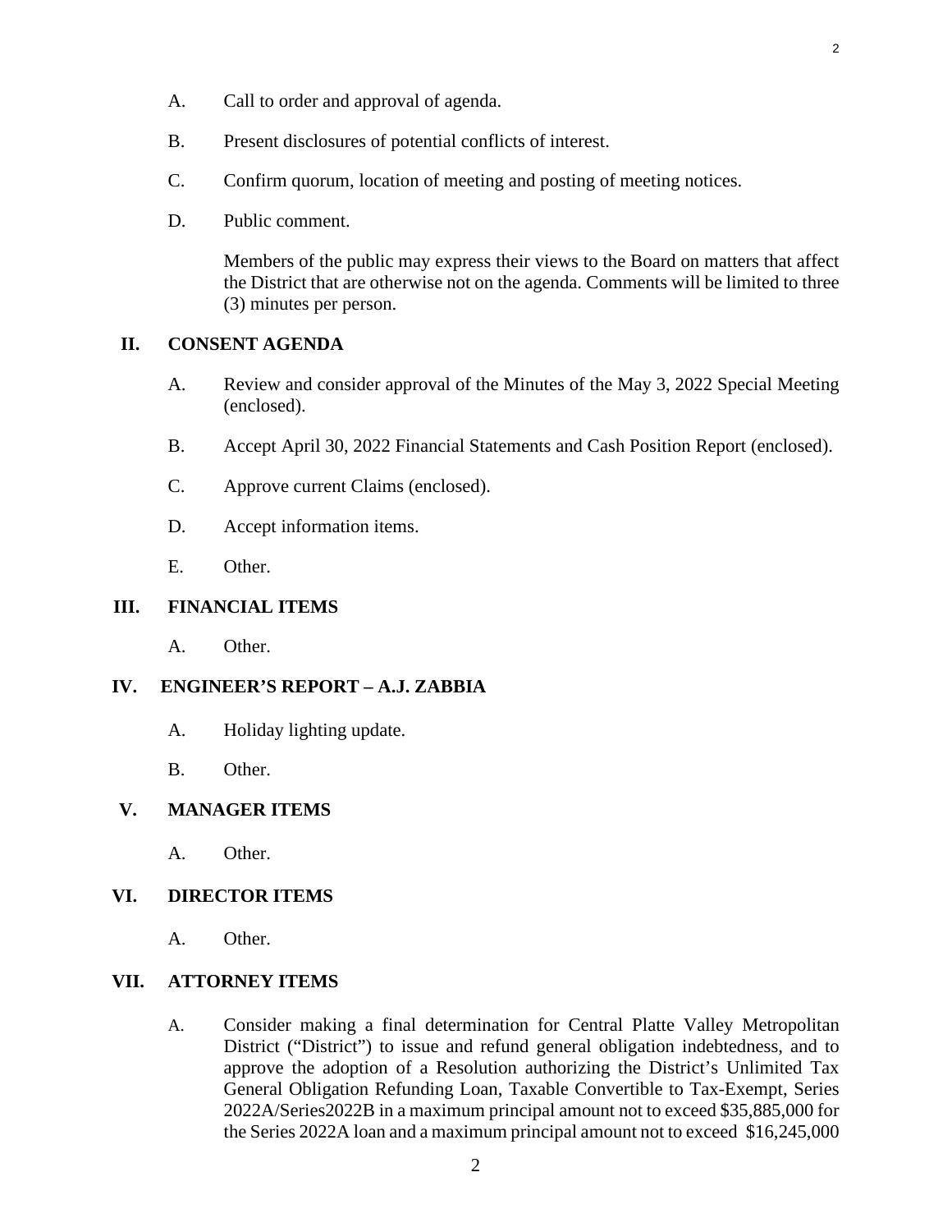A. Call to order and approval of agenda.

B. Present disclosures of potential conflicts of interest.

C. Confirm quorum, location of meeting and posting of meeting notices.

D. Public comment.

Members of the public may express their views to the Board on matters that affect the District that are otherwise not on the agenda. Comments will be limited to three (3) minutes per person.

## II. CONSENT AGENDA

A. Review and consider approval of the Minutes of the May 3, 2022 Special Meeting (enclosed).

B. Accept April 30, 2022 Financial Statements and Cash Position Report (enclosed).

C. Approve current Claims (enclosed).

D. Accept information items.

E. Other.

## III. FINANCIAL ITEMS

A. Other.

## IV. ENGINEER'S REPORT – A.J. ZABBIA

A. Holiday lighting update.

B. Other.

## V. MANAGER ITEMS

A. Other.

## VI. DIRECTOR ITEMS

A. Other.

## VII. ATTORNEY ITEMS

A. Consider making a final determination for Central Platte Valley Metropolitan District ("District") to issue and refund general obligation indebtedness, and to approve the adoption of a Resolution authorizing the District's Unlimited Tax General Obligation Refunding Loan, Taxable Convertible to Tax-Exempt, Series 2022A/Series2022B in a maximum principal amount not to exceed $35,885,000 for the Series 2022A loan and a maximum principal amount not to exceed $16,245,000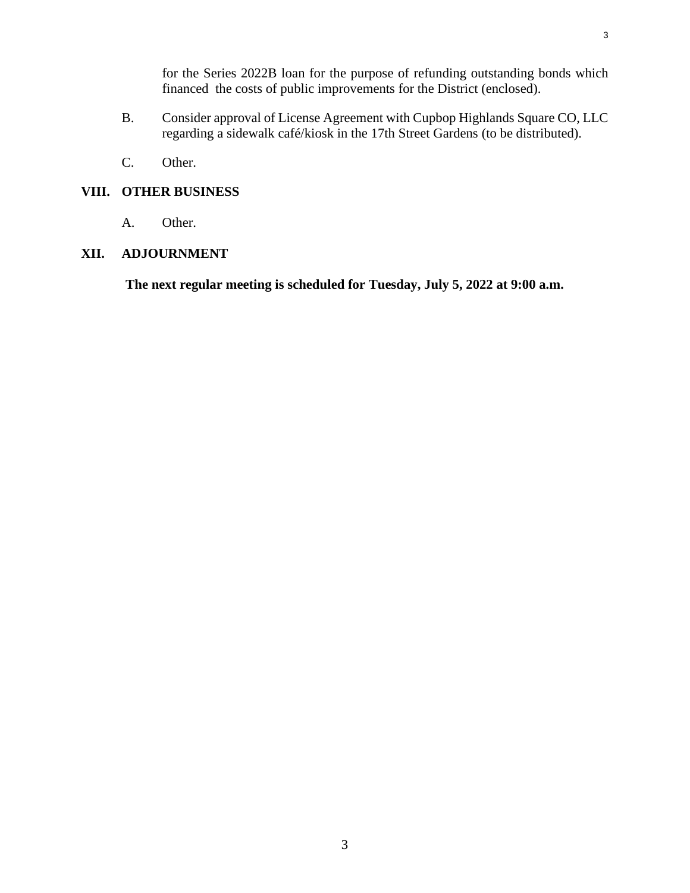for the Series 2022B loan for the purpose of refunding outstanding bonds which financed the costs of public improvements for the District (enclosed).

B. Consider approval of License Agreement with Cupbop Highlands Square CO, LLC regarding a sidewalk café/kiosk in the 17th Street Gardens (to be distributed).

C. Other.

**VIII. OTHER BUSINESS**

A. Other.

**XII. ADJOURNMENT**

**The next regular meeting is scheduled for Tuesday, July 5, 2022 at 9:00 a.m.**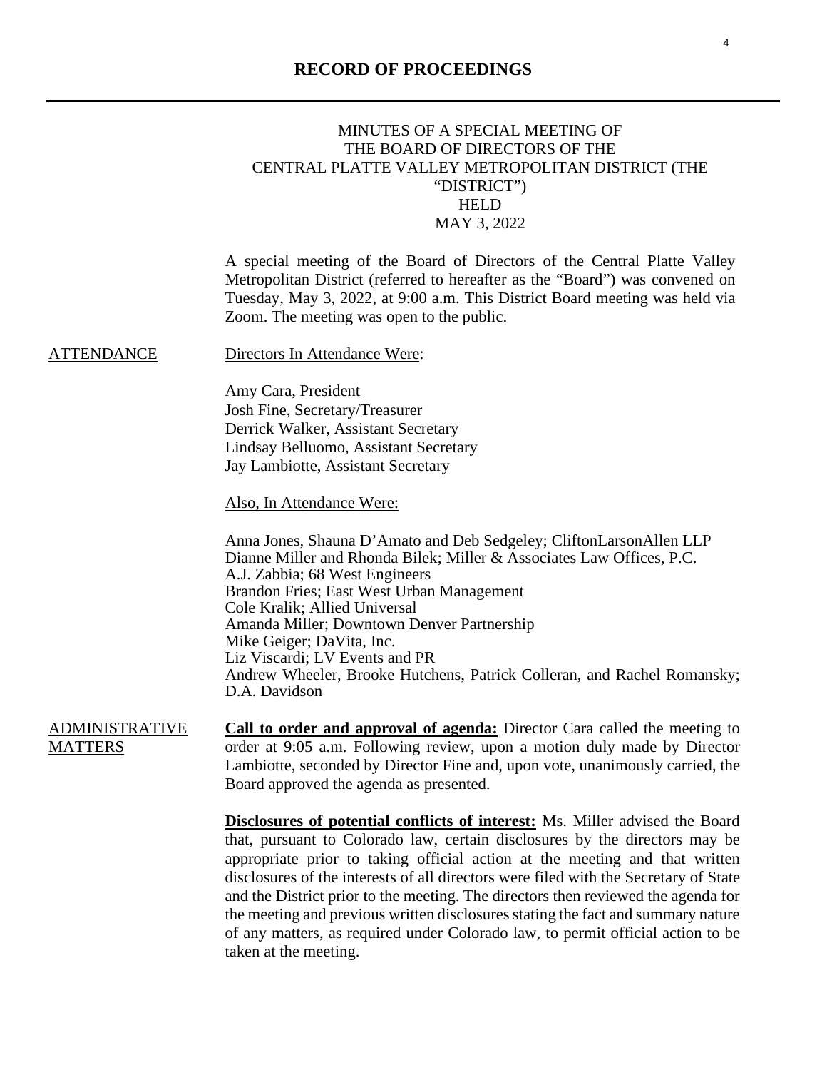# RECORD OF PROCEEDINGS

MINUTES OF A SPECIAL MEETING OF
THE BOARD OF DIRECTORS OF THE
CENTRAL PLATTE VALLEY METROPOLITAN DISTRICT (THE "DISTRICT")
HELD
MAY 3, 2022

A special meeting of the Board of Directors of the Central Platte Valley Metropolitan District (referred to hereafter as the "Board") was convened on Tuesday, May 3, 2022, at 9:00 a.m. This District Board meeting was held via Zoom. The meeting was open to the public.

<u>ATTENDANCE</u>

<u>Directors In Attendance Were</u>:

Amy Cara, President
Josh Fine, Secretary/Treasurer
Derrick Walker, Assistant Secretary
Lindsay Belluomo, Assistant Secretary
Jay Lambiotte, Assistant Secretary

<u>Also, In Attendance Were:</u>

Anna Jones, Shauna D'Amato and Deb Sedgeley; CliftonLarsonAllen LLP
Dianne Miller and Rhonda Bilek; Miller & Associates Law Offices, P.C.
A.J. Zabbia; 68 West Engineers
Brandon Fries; East West Urban Management
Cole Kralik; Allied Universal
Amanda Miller; Downtown Denver Partnership
Mike Geiger; DaVita, Inc.
Liz Viscardi; LV Events and PR
Andrew Wheeler, Brooke Hutchens, Patrick Colleran, and Rachel Romansky; D.A. Davidson

<u>ADMINISTRATIVE MATTERS</u>

**<u>Call to order and approval of agenda:</u>** Director Cara called the meeting to order at 9:05 a.m. Following review, upon a motion duly made by Director Lambiotte, seconded by Director Fine and, upon vote, unanimously carried, the Board approved the agenda as presented.

**<u>Disclosures of potential conflicts of interest:</u>** Ms. Miller advised the Board that, pursuant to Colorado law, certain disclosures by the directors may be appropriate prior to taking official action at the meeting and that written disclosures of the interests of all directors were filed with the Secretary of State and the District prior to the meeting. The directors then reviewed the agenda for the meeting and previous written disclosures stating the fact and summary nature of any matters, as required under Colorado law, to permit official action to be taken at the meeting.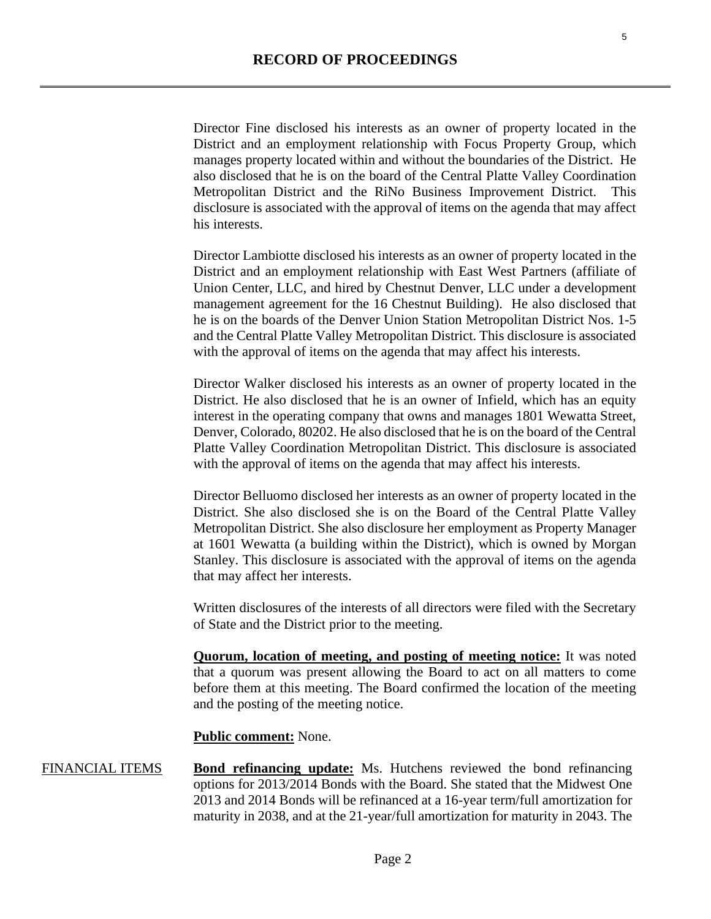Director Fine disclosed his interests as an owner of property located in the District and an employment relationship with Focus Property Group, which manages property located within and without the boundaries of the District. He also disclosed that he is on the board of the Central Platte Valley Coordination Metropolitan District and the RiNo Business Improvement District. This disclosure is associated with the approval of items on the agenda that may affect his interests.

Director Lambiotte disclosed his interests as an owner of property located in the District and an employment relationship with East West Partners (affiliate of Union Center, LLC, and hired by Chestnut Denver, LLC under a development management agreement for the 16 Chestnut Building). He also disclosed that he is on the boards of the Denver Union Station Metropolitan District Nos. 1-5 and the Central Platte Valley Metropolitan District. This disclosure is associated with the approval of items on the agenda that may affect his interests.

Director Walker disclosed his interests as an owner of property located in the District. He also disclosed that he is an owner of Infield, which has an equity interest in the operating company that owns and manages 1801 Wewatta Street, Denver, Colorado, 80202. He also disclosed that he is on the board of the Central Platte Valley Coordination Metropolitan District. This disclosure is associated with the approval of items on the agenda that may affect his interests.

Director Belluomo disclosed her interests as an owner of property located in the District. She also disclosed she is on the Board of the Central Platte Valley Metropolitan District. She also disclosure her employment as Property Manager at 1601 Wewatta (a building within the District), which is owned by Morgan Stanley. This disclosure is associated with the approval of items on the agenda that may affect her interests.

Written disclosures of the interests of all directors were filed with the Secretary of State and the District prior to the meeting.

**Quorum, location of meeting, and posting of meeting notice:** It was noted that a quorum was present allowing the Board to act on all matters to come before them at this meeting. The Board confirmed the location of the meeting and the posting of the meeting notice.

**Public comment:** None.

FINANCIAL ITEMS

**Bond refinancing update:** Ms. Hutchens reviewed the bond refinancing options for 2013/2014 Bonds with the Board. She stated that the Midwest One 2013 and 2014 Bonds will be refinanced at a 16-year term/full amortization for maturity in 2038, and at the 21-year/full amortization for maturity in 2043. The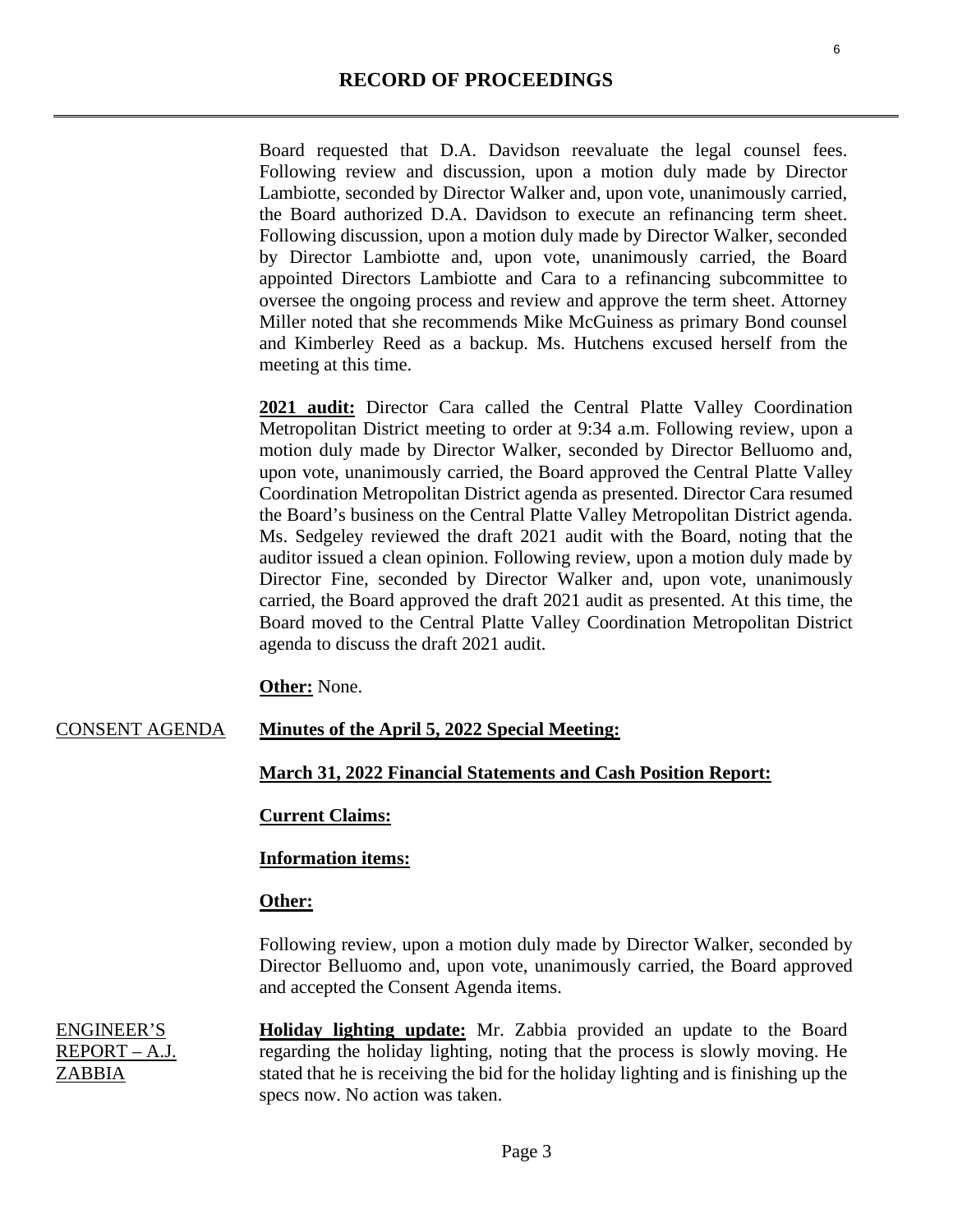## RECORD OF PROCEEDINGS

Board requested that D.A. Davidson reevaluate the legal counsel fees. Following review and discussion, upon a motion duly made by Director Lambiotte, seconded by Director Walker and, upon vote, unanimously carried, the Board authorized D.A. Davidson to execute an refinancing term sheet. Following discussion, upon a motion duly made by Director Walker, seconded by Director Lambiotte and, upon vote, unanimously carried, the Board appointed Directors Lambiotte and Cara to a refinancing subcommittee to oversee the ongoing process and review and approve the term sheet. Attorney Miller noted that she recommends Mike McGuiness as primary Bond counsel and Kimberley Reed as a backup. Ms. Hutchens excused herself from the meeting at this time.

**2021 audit:** Director Cara called the Central Platte Valley Coordination Metropolitan District meeting to order at 9:34 a.m. Following review, upon a motion duly made by Director Walker, seconded by Director Belluomo and, upon vote, unanimously carried, the Board approved the Central Platte Valley Coordination Metropolitan District agenda as presented. Director Cara resumed the Board's business on the Central Platte Valley Metropolitan District agenda. Ms. Sedgeley reviewed the draft 2021 audit with the Board, noting that the auditor issued a clean opinion. Following review, upon a motion duly made by Director Fine, seconded by Director Walker and, upon vote, unanimously carried, the Board approved the draft 2021 audit as presented. At this time, the Board moved to the Central Platte Valley Coordination Metropolitan District agenda to discuss the draft 2021 audit.

**Other:** None.

CONSENT AGENDA

**Minutes of the April 5, 2022 Special Meeting:**

**March 31, 2022 Financial Statements and Cash Position Report:**

**Current Claims:**

**Information items:**

**Other:**

Following review, upon a motion duly made by Director Walker, seconded by Director Belluomo and, upon vote, unanimously carried, the Board approved and accepted the Consent Agenda items.

ENGINEER'S REPORT – A.J. ZABBIA

**Holiday lighting update:** Mr. Zabbia provided an update to the Board regarding the holiday lighting, noting that the process is slowly moving. He stated that he is receiving the bid for the holiday lighting and is finishing up the specs now. No action was taken.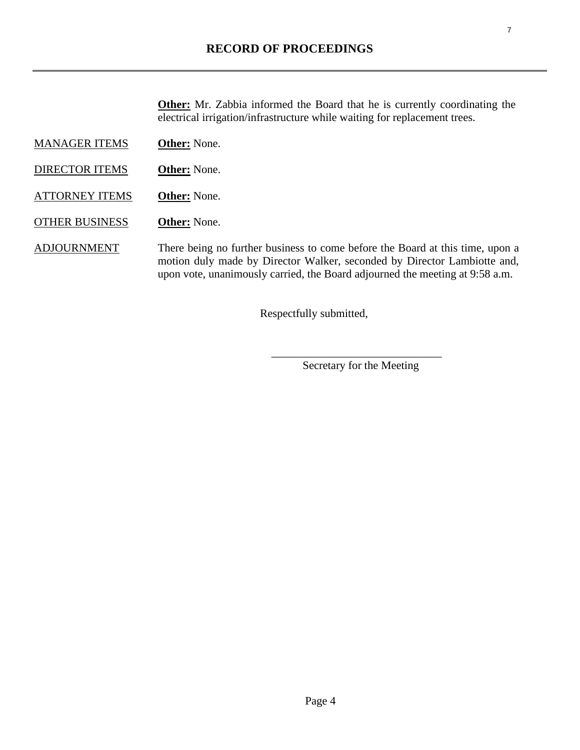## RECORD OF PROCEEDINGS

**Other:** Mr. Zabbia informed the Board that he is currently coordinating the electrical irrigation/infrastructure while waiting for replacement trees.

MANAGER ITEMS — **Other:** None.

DIRECTOR ITEMS — **Other:** None.

ATTORNEY ITEMS — **Other:** None.

OTHER BUSINESS — **Other:** None.

ADJOURNMENT — There being no further business to come before the Board at this time, upon a motion duly made by Director Walker, seconded by Director Lambiotte and, upon vote, unanimously carried, the Board adjourned the meeting at 9:58 a.m.

Respectfully submitted,

______________________________
Secretary for the Meeting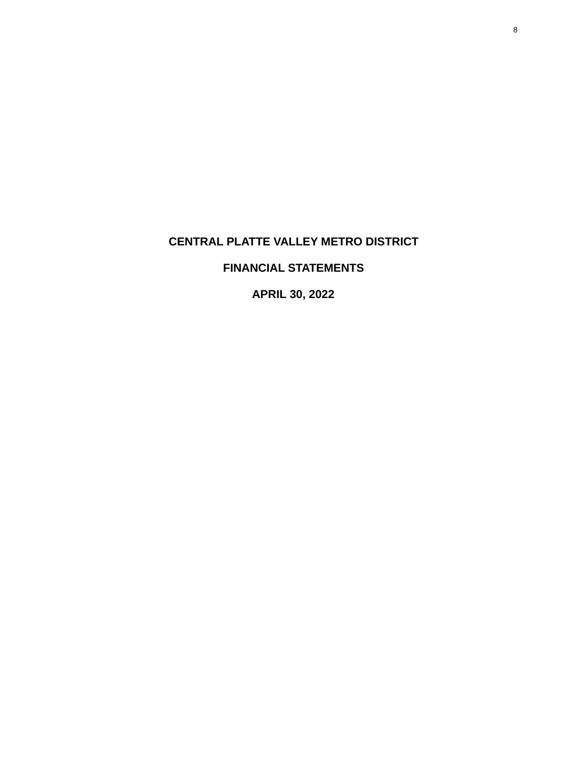# CENTRAL PLATTE VALLEY METRO DISTRICT

## FINANCIAL STATEMENTS

## APRIL 30, 2022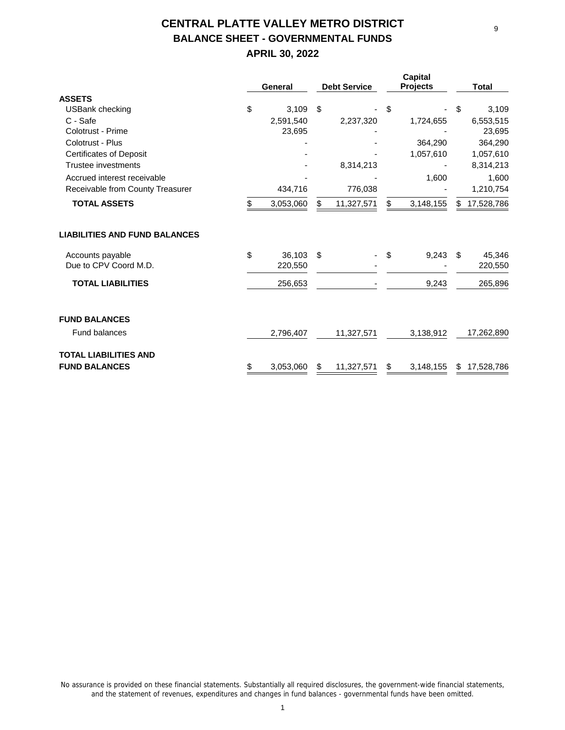# CENTRAL PLATTE VALLEY METRO DISTRICT

## BALANCE SHEET - GOVERNMENTAL FUNDS

## APRIL 30, 2022

| | General | Debt Service | Capital Projects | Total |
|---|---|---|---|---|
| **ASSETS** | | | | |
| USBank checking | $ 3,109 | $ - | $ - | $ 3,109 |
| C - Safe | 2,591,540 | 2,237,320 | 1,724,655 | 6,553,515 |
| Colotrust - Prime | 23,695 | - | - | 23,695 |
| Colotrust - Plus | - | - | 364,290 | 364,290 |
| Certificates of Deposit | - | - | 1,057,610 | 1,057,610 |
| Trustee investments | - | 8,314,213 | - | 8,314,213 |
| Accrued interest receivable | - | - | 1,600 | 1,600 |
| Receivable from County Treasurer | 434,716 | 776,038 | - | 1,210,754 |
| **TOTAL ASSETS** | $ 3,053,060 | $ 11,327,571 | $ 3,148,155 | $ 17,528,786 |
| | | | | |
| **LIABILITIES AND FUND BALANCES** | | | | |
| Accounts payable | $ 36,103 | $ - | $ 9,243 | $ 45,346 |
| Due to CPV Coord M.D. | 220,550 | - | - | 220,550 |
| **TOTAL LIABILITIES** | 256,653 | - | 9,243 | 265,896 |
| | | | | |
| **FUND BALANCES** | | | | |
| Fund balances | 2,796,407 | 11,327,571 | 3,138,912 | 17,262,890 |
| | | | | |
| **TOTAL LIABILITIES AND FUND BALANCES** | $ 3,053,060 | $ 11,327,571 | $ 3,148,155 | $ 17,528,786 |

No assurance is provided on these financial statements. Substantially all required disclosures, the government-wide financial statements, and the statement of revenues, expenditures and changes in fund balances - governmental funds have been omitted.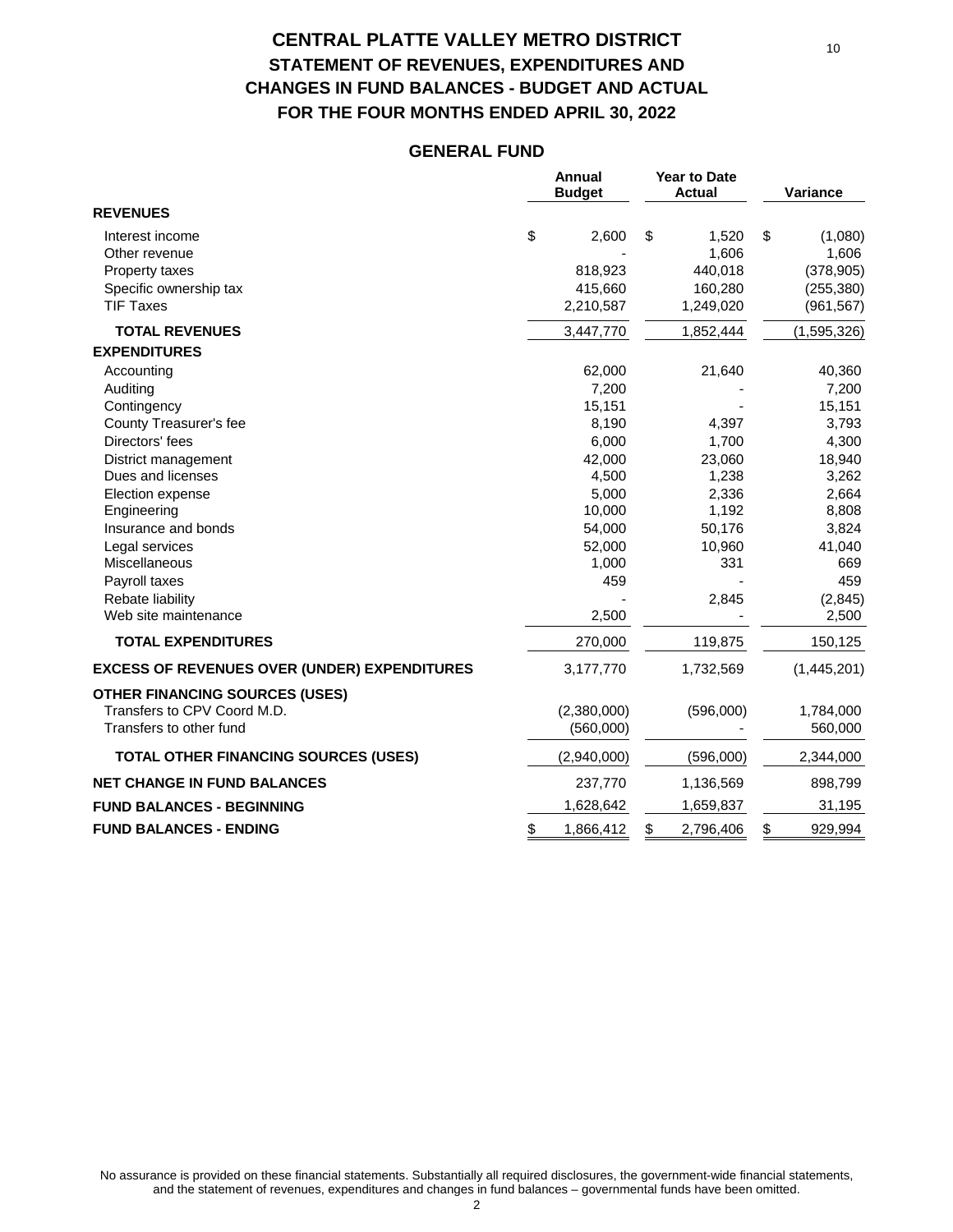# CENTRAL PLATTE VALLEY METRO DISTRICT
## STATEMENT OF REVENUES, EXPENDITURES AND CHANGES IN FUND BALANCES - BUDGET AND ACTUAL
## FOR THE FOUR MONTHS ENDED APRIL 30, 2022

### GENERAL FUND

| | Annual Budget | Year to Date Actual | Variance |
|---|---|---|---|
| **REVENUES** | | | |
| Interest income | $ 2,600 | $ 1,520 | $ (1,080) |
| Other revenue | - | 1,606 | 1,606 |
| Property taxes | 818,923 | 440,018 | (378,905) |
| Specific ownership tax | 415,660 | 160,280 | (255,380) |
| TIF Taxes | 2,210,587 | 1,249,020 | (961,567) |
| **TOTAL REVENUES** | 3,447,770 | 1,852,444 | (1,595,326) |
| **EXPENDITURES** | | | |
| Accounting | 62,000 | 21,640 | 40,360 |
| Auditing | 7,200 | - | 7,200 |
| Contingency | 15,151 | - | 15,151 |
| County Treasurer's fee | 8,190 | 4,397 | 3,793 |
| Directors' fees | 6,000 | 1,700 | 4,300 |
| District management | 42,000 | 23,060 | 18,940 |
| Dues and licenses | 4,500 | 1,238 | 3,262 |
| Election expense | 5,000 | 2,336 | 2,664 |
| Engineering | 10,000 | 1,192 | 8,808 |
| Insurance and bonds | 54,000 | 50,176 | 3,824 |
| Legal services | 52,000 | 10,960 | 41,040 |
| Miscellaneous | 1,000 | 331 | 669 |
| Payroll taxes | 459 | - | 459 |
| Rebate liability | - | 2,845 | (2,845) |
| Web site maintenance | 2,500 | - | 2,500 |
| **TOTAL EXPENDITURES** | 270,000 | 119,875 | 150,125 |
| **EXCESS OF REVENUES OVER (UNDER) EXPENDITURES** | 3,177,770 | 1,732,569 | (1,445,201) |
| **OTHER FINANCING SOURCES (USES)** | | | |
| Transfers to CPV Coord M.D. | (2,380,000) | (596,000) | 1,784,000 |
| Transfers to other fund | (560,000) | - | 560,000 |
| **TOTAL OTHER FINANCING SOURCES (USES)** | (2,940,000) | (596,000) | 2,344,000 |
| **NET CHANGE IN FUND BALANCES** | 237,770 | 1,136,569 | 898,799 |
| **FUND BALANCES - BEGINNING** | 1,628,642 | 1,659,837 | 31,195 |
| **FUND BALANCES - ENDING** | $ 1,866,412 | $ 2,796,406 | $ 929,994 |

No assurance is provided on these financial statements. Substantially all required disclosures, the government-wide financial statements, and the statement of revenues, expenditures and changes in fund balances – governmental funds have been omitted.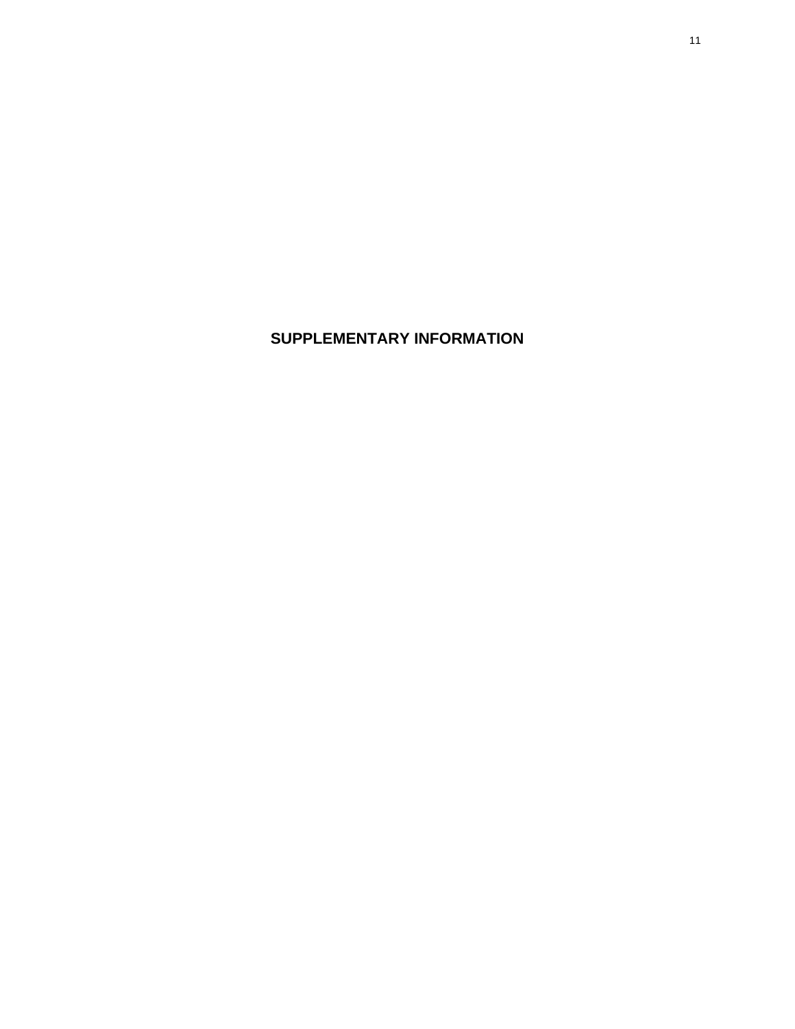# SUPPLEMENTARY INFORMATION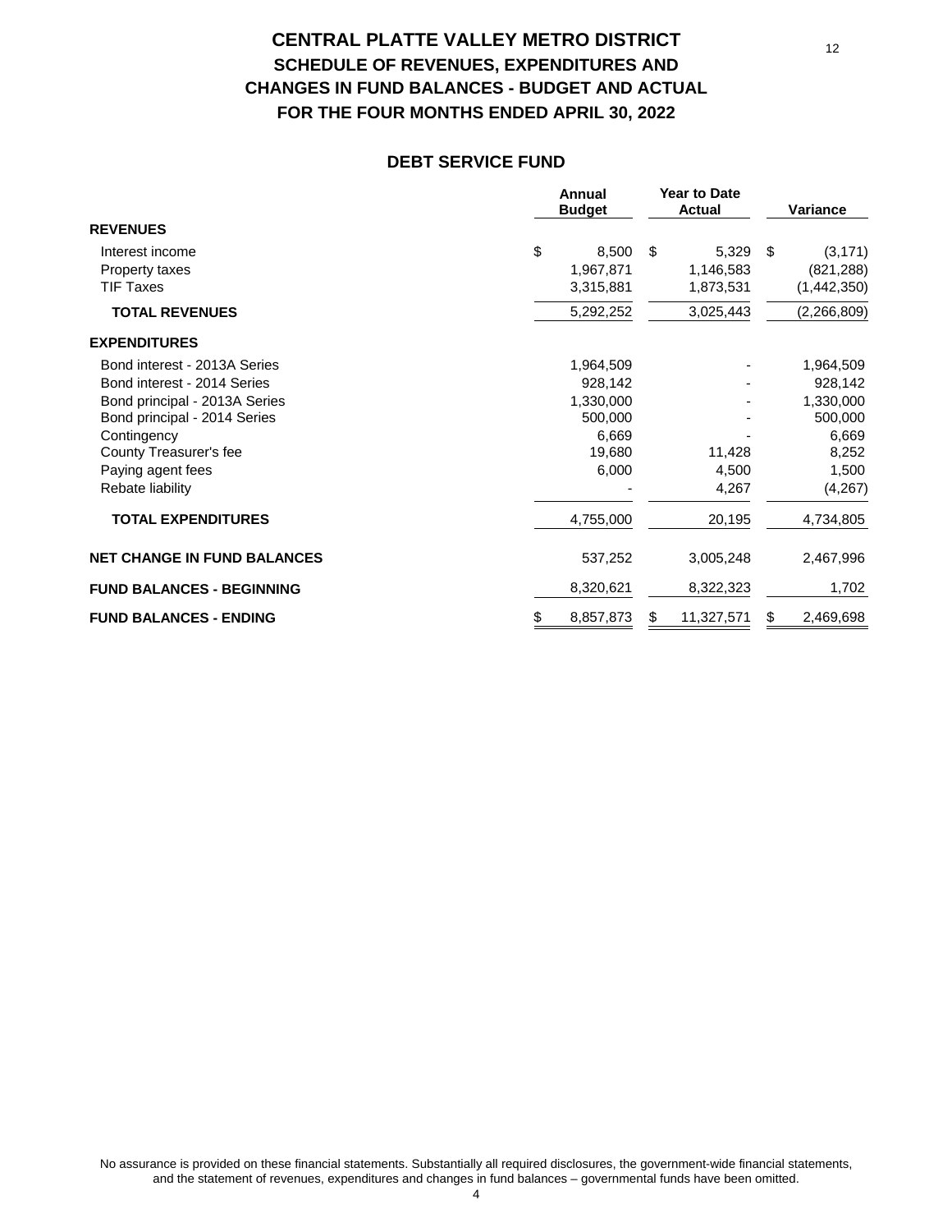# CENTRAL PLATTE VALLEY METRO DISTRICT

## SCHEDULE OF REVENUES, EXPENDITURES AND CHANGES IN FUND BALANCES - BUDGET AND ACTUAL

## FOR THE FOUR MONTHS ENDED APRIL 30, 2022

### DEBT SERVICE FUND

| | Annual Budget | Year to Date Actual | Variance |
|---|---|---|---|
| **REVENUES** | | | |
| Interest income | $ 8,500 | $ 5,329 | $ (3,171) |
| Property taxes | 1,967,871 | 1,146,583 | (821,288) |
| TIF Taxes | 3,315,881 | 1,873,531 | (1,442,350) |
| **TOTAL REVENUES** | 5,292,252 | 3,025,443 | (2,266,809) |
| **EXPENDITURES** | | | |
| Bond interest - 2013A Series | 1,964,509 | - | 1,964,509 |
| Bond interest - 2014 Series | 928,142 | - | 928,142 |
| Bond principal - 2013A Series | 1,330,000 | - | 1,330,000 |
| Bond principal - 2014 Series | 500,000 | - | 500,000 |
| Contingency | 6,669 | - | 6,669 |
| County Treasurer's fee | 19,680 | 11,428 | 8,252 |
| Paying agent fees | 6,000 | 4,500 | 1,500 |
| Rebate liability | - | 4,267 | (4,267) |
| **TOTAL EXPENDITURES** | 4,755,000 | 20,195 | 4,734,805 |
| **NET CHANGE IN FUND BALANCES** | 537,252 | 3,005,248 | 2,467,996 |
| **FUND BALANCES - BEGINNING** | 8,320,621 | 8,322,323 | 1,702 |
| **FUND BALANCES - ENDING** | $ 8,857,873 | $ 11,327,571 | $ 2,469,698 |

No assurance is provided on these financial statements. Substantially all required disclosures, the government-wide financial statements, and the statement of revenues, expenditures and changes in fund balances – governmental funds have been omitted.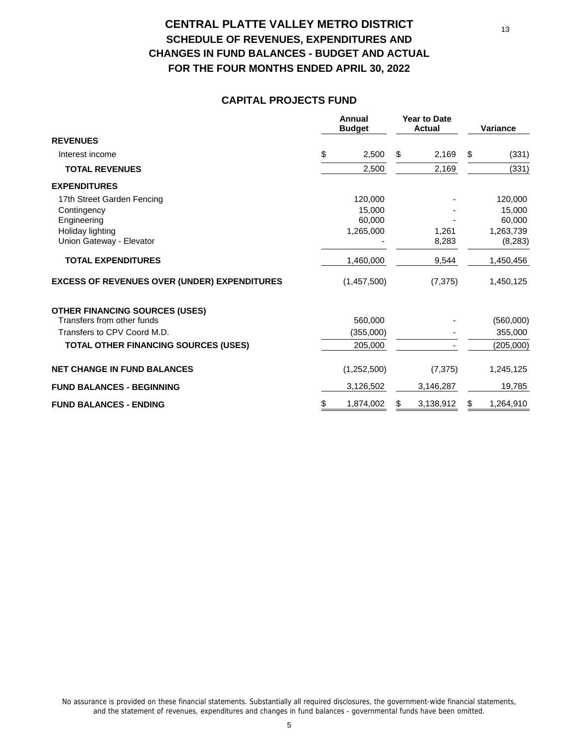# CENTRAL PLATTE VALLEY METRO DISTRICT

## SCHEDULE OF REVENUES, EXPENDITURES AND CHANGES IN FUND BALANCES - BUDGET AND ACTUAL

## FOR THE FOUR MONTHS ENDED APRIL 30, 2022

### CAPITAL PROJECTS FUND

| | Annual Budget | Year to Date Actual | Variance |
|---|---|---|---|
| **REVENUES** | | | |
| Interest income | $ 2,500 | $ 2,169 | $ (331) |
| **TOTAL REVENUES** | 2,500 | 2,169 | (331) |
| **EXPENDITURES** | | | |
| 17th Street Garden Fencing | 120,000 | - | 120,000 |
| Contingency | 15,000 | - | 15,000 |
| Engineering | 60,000 | - | 60,000 |
| Holiday lighting | 1,265,000 | 1,261 | 1,263,739 |
| Union Gateway - Elevator | - | 8,283 | (8,283) |
| **TOTAL EXPENDITURES** | 1,460,000 | 9,544 | 1,450,456 |
| **EXCESS OF REVENUES OVER (UNDER) EXPENDITURES** | (1,457,500) | (7,375) | 1,450,125 |
| **OTHER FINANCING SOURCES (USES)** | | | |
| Transfers from other funds | 560,000 | - | (560,000) |
| Transfers to CPV Coord M.D. | (355,000) | - | 355,000 |
| **TOTAL OTHER FINANCING SOURCES (USES)** | 205,000 | - | (205,000) |
| **NET CHANGE IN FUND BALANCES** | (1,252,500) | (7,375) | 1,245,125 |
| **FUND BALANCES - BEGINNING** | 3,126,502 | 3,146,287 | 19,785 |
| **FUND BALANCES - ENDING** | $ 1,874,002 | $ 3,138,912 | $ 1,264,910 |

No assurance is provided on these financial statements. Substantially all required disclosures, the government-wide financial statements, and the statement of revenues, expenditures and changes in fund balances - governmental funds have been omitted.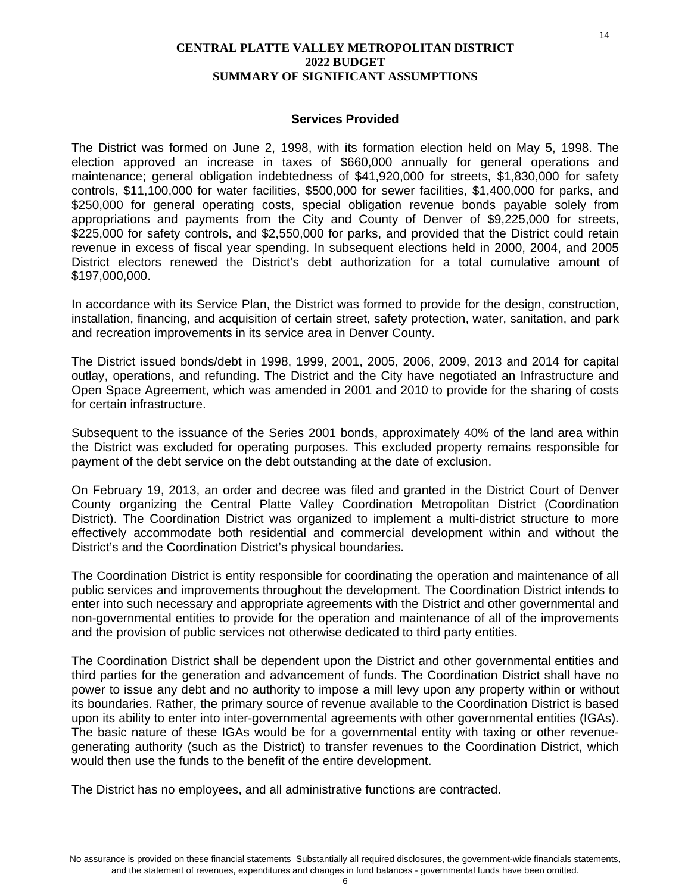# CENTRAL PLATTE VALLEY METROPOLITAN DISTRICT
## 2022 BUDGET
## SUMMARY OF SIGNIFICANT ASSUMPTIONS

### Services Provided

The District was formed on June 2, 1998, with its formation election held on May 5, 1998. The election approved an increase in taxes of $660,000 annually for general operations and maintenance; general obligation indebtedness of $41,920,000 for streets, $1,830,000 for safety controls, $11,100,000 for water facilities, $500,000 for sewer facilities, $1,400,000 for parks, and $250,000 for general operating costs, special obligation revenue bonds payable solely from appropriations and payments from the City and County of Denver of $9,225,000 for streets, $225,000 for safety controls, and $2,550,000 for parks, and provided that the District could retain revenue in excess of fiscal year spending. In subsequent elections held in 2000, 2004, and 2005 District electors renewed the District's debt authorization for a total cumulative amount of $197,000,000.

In accordance with its Service Plan, the District was formed to provide for the design, construction, installation, financing, and acquisition of certain street, safety protection, water, sanitation, and park and recreation improvements in its service area in Denver County.

The District issued bonds/debt in 1998, 1999, 2001, 2005, 2006, 2009, 2013 and 2014 for capital outlay, operations, and refunding. The District and the City have negotiated an Infrastructure and Open Space Agreement, which was amended in 2001 and 2010 to provide for the sharing of costs for certain infrastructure.

Subsequent to the issuance of the Series 2001 bonds, approximately 40% of the land area within the District was excluded for operating purposes. This excluded property remains responsible for payment of the debt service on the debt outstanding at the date of exclusion.

On February 19, 2013, an order and decree was filed and granted in the District Court of Denver County organizing the Central Platte Valley Coordination Metropolitan District (Coordination District). The Coordination District was organized to implement a multi-district structure to more effectively accommodate both residential and commercial development within and without the District's and the Coordination District's physical boundaries.

The Coordination District is entity responsible for coordinating the operation and maintenance of all public services and improvements throughout the development. The Coordination District intends to enter into such necessary and appropriate agreements with the District and other governmental and non-governmental entities to provide for the operation and maintenance of all of the improvements and the provision of public services not otherwise dedicated to third party entities.

The Coordination District shall be dependent upon the District and other governmental entities and third parties for the generation and advancement of funds. The Coordination District shall have no power to issue any debt and no authority to impose a mill levy upon any property within or without its boundaries. Rather, the primary source of revenue available to the Coordination District is based upon its ability to enter into inter-governmental agreements with other governmental entities (IGAs). The basic nature of these IGAs would be for a governmental entity with taxing or other revenue-generating authority (such as the District) to transfer revenues to the Coordination District, which would then use the funds to the benefit of the entire development.

The District has no employees, and all administrative functions are contracted.

No assurance is provided on these financial statements Substantially all required disclosures, the government-wide financials statements, and the statement of revenues, expenditures and changes in fund balances - governmental funds have been omitted.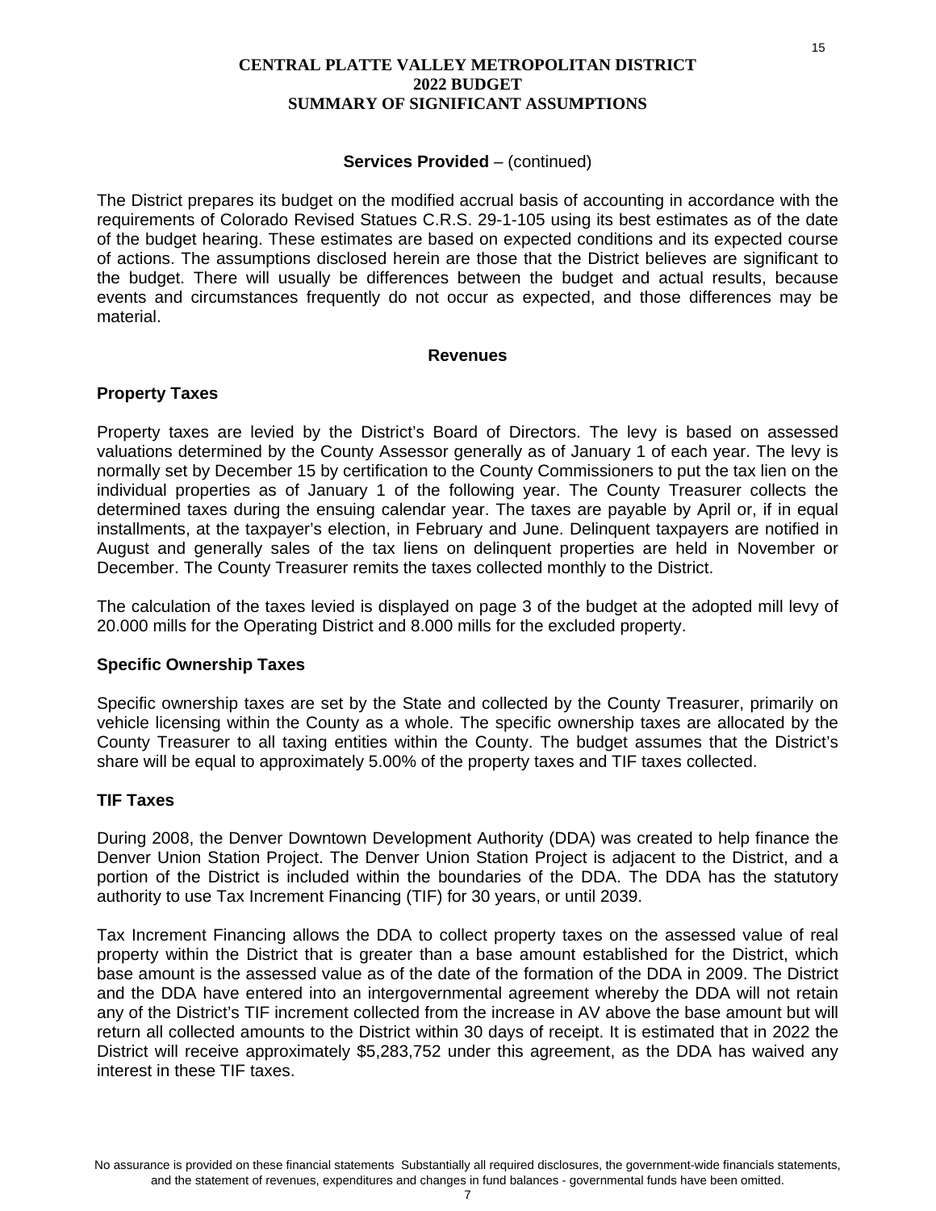**CENTRAL PLATTE VALLEY METROPOLITAN DISTRICT**
**2022 BUDGET**
**SUMMARY OF SIGNIFICANT ASSUMPTIONS**

**Services Provided** – (continued)

The District prepares its budget on the modified accrual basis of accounting in accordance with the requirements of Colorado Revised Statues C.R.S. 29-1-105 using its best estimates as of the date of the budget hearing. These estimates are based on expected conditions and its expected course of actions. The assumptions disclosed herein are those that the District believes are significant to the budget. There will usually be differences between the budget and actual results, because events and circumstances frequently do not occur as expected, and those differences may be material.

## Revenues

### Property Taxes

Property taxes are levied by the District's Board of Directors. The levy is based on assessed valuations determined by the County Assessor generally as of January 1 of each year. The levy is normally set by December 15 by certification to the County Commissioners to put the tax lien on the individual properties as of January 1 of the following year. The County Treasurer collects the determined taxes during the ensuing calendar year. The taxes are payable by April or, if in equal installments, at the taxpayer's election, in February and June. Delinquent taxpayers are notified in August and generally sales of the tax liens on delinquent properties are held in November or December. The County Treasurer remits the taxes collected monthly to the District.

The calculation of the taxes levied is displayed on page 3 of the budget at the adopted mill levy of 20.000 mills for the Operating District and 8.000 mills for the excluded property.

### Specific Ownership Taxes

Specific ownership taxes are set by the State and collected by the County Treasurer, primarily on vehicle licensing within the County as a whole. The specific ownership taxes are allocated by the County Treasurer to all taxing entities within the County. The budget assumes that the District's share will be equal to approximately 5.00% of the property taxes and TIF taxes collected.

### TIF Taxes

During 2008, the Denver Downtown Development Authority (DDA) was created to help finance the Denver Union Station Project. The Denver Union Station Project is adjacent to the District, and a portion of the District is included within the boundaries of the DDA. The DDA has the statutory authority to use Tax Increment Financing (TIF) for 30 years, or until 2039.

Tax Increment Financing allows the DDA to collect property taxes on the assessed value of real property within the District that is greater than a base amount established for the District, which base amount is the assessed value as of the date of the formation of the DDA in 2009. The District and the DDA have entered into an intergovernmental agreement whereby the DDA will not retain any of the District's TIF increment collected from the increase in AV above the base amount but will return all collected amounts to the District within 30 days of receipt. It is estimated that in 2022 the District will receive approximately $5,283,752 under this agreement, as the DDA has waived any interest in these TIF taxes.

No assurance is provided on these financial statements Substantially all required disclosures, the government-wide financials statements, and the statement of revenues, expenditures and changes in fund balances - governmental funds have been omitted.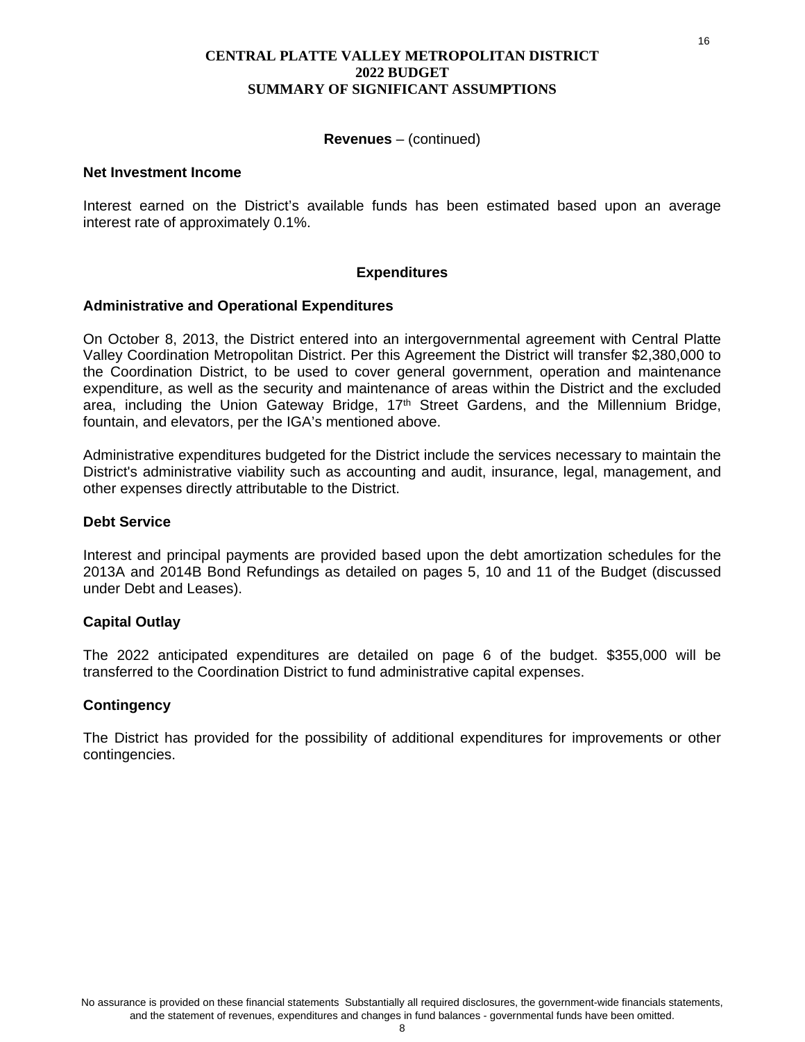# CENTRAL PLATTE VALLEY METROPOLITAN DISTRICT
## 2022 BUDGET
## SUMMARY OF SIGNIFICANT ASSUMPTIONS

**Revenues** – (continued)

### Net Investment Income

Interest earned on the District's available funds has been estimated based upon an average interest rate of approximately 0.1%.

## Expenditures

### Administrative and Operational Expenditures

On October 8, 2013, the District entered into an intergovernmental agreement with Central Platte Valley Coordination Metropolitan District. Per this Agreement the District will transfer $2,380,000 to the Coordination District, to be used to cover general government, operation and maintenance expenditure, as well as the security and maintenance of areas within the District and the excluded area, including the Union Gateway Bridge, 17th Street Gardens, and the Millennium Bridge, fountain, and elevators, per the IGA's mentioned above.

Administrative expenditures budgeted for the District include the services necessary to maintain the District's administrative viability such as accounting and audit, insurance, legal, management, and other expenses directly attributable to the District.

### Debt Service

Interest and principal payments are provided based upon the debt amortization schedules for the 2013A and 2014B Bond Refundings as detailed on pages 5, 10 and 11 of the Budget (discussed under Debt and Leases).

### Capital Outlay

The 2022 anticipated expenditures are detailed on page 6 of the budget. $355,000 will be transferred to the Coordination District to fund administrative capital expenses.

### Contingency

The District has provided for the possibility of additional expenditures for improvements or other contingencies.

No assurance is provided on these financial statements Substantially all required disclosures, the government-wide financials statements, and the statement of revenues, expenditures and changes in fund balances - governmental funds have been omitted.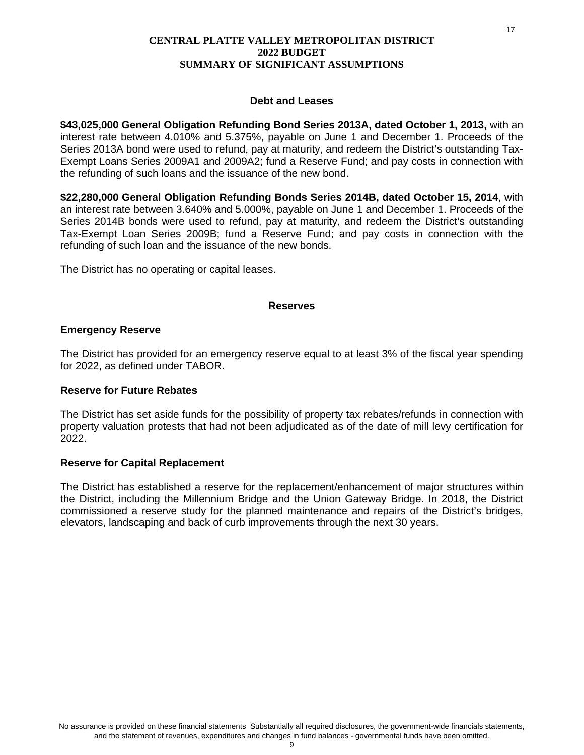**CENTRAL PLATTE VALLEY METROPOLITAN DISTRICT**
**2022 BUDGET**
**SUMMARY OF SIGNIFICANT ASSUMPTIONS**

## Debt and Leases

**$43,025,000 General Obligation Refunding Bond Series 2013A, dated October 1, 2013,** with an interest rate between 4.010% and 5.375%, payable on June 1 and December 1. Proceeds of the Series 2013A bond were used to refund, pay at maturity, and redeem the District's outstanding Tax-Exempt Loans Series 2009A1 and 2009A2; fund a Reserve Fund; and pay costs in connection with the refunding of such loans and the issuance of the new bond.

**$22,280,000 General Obligation Refunding Bonds Series 2014B, dated October 15, 2014**, with an interest rate between 3.640% and 5.000%, payable on June 1 and December 1. Proceeds of the Series 2014B bonds were used to refund, pay at maturity, and redeem the District's outstanding Tax-Exempt Loan Series 2009B; fund a Reserve Fund; and pay costs in connection with the refunding of such loan and the issuance of the new bonds.

The District has no operating or capital leases.

## Reserves

### Emergency Reserve

The District has provided for an emergency reserve equal to at least 3% of the fiscal year spending for 2022, as defined under TABOR.

### Reserve for Future Rebates

The District has set aside funds for the possibility of property tax rebates/refunds in connection with property valuation protests that had not been adjudicated as of the date of mill levy certification for 2022.

### Reserve for Capital Replacement

The District has established a reserve for the replacement/enhancement of major structures within the District, including the Millennium Bridge and the Union Gateway Bridge. In 2018, the District commissioned a reserve study for the planned maintenance and repairs of the District's bridges, elevators, landscaping and back of curb improvements through the next 30 years.

No assurance is provided on these financial statements Substantially all required disclosures, the government-wide financials statements, and the statement of revenues, expenditures and changes in fund balances - governmental funds have been omitted.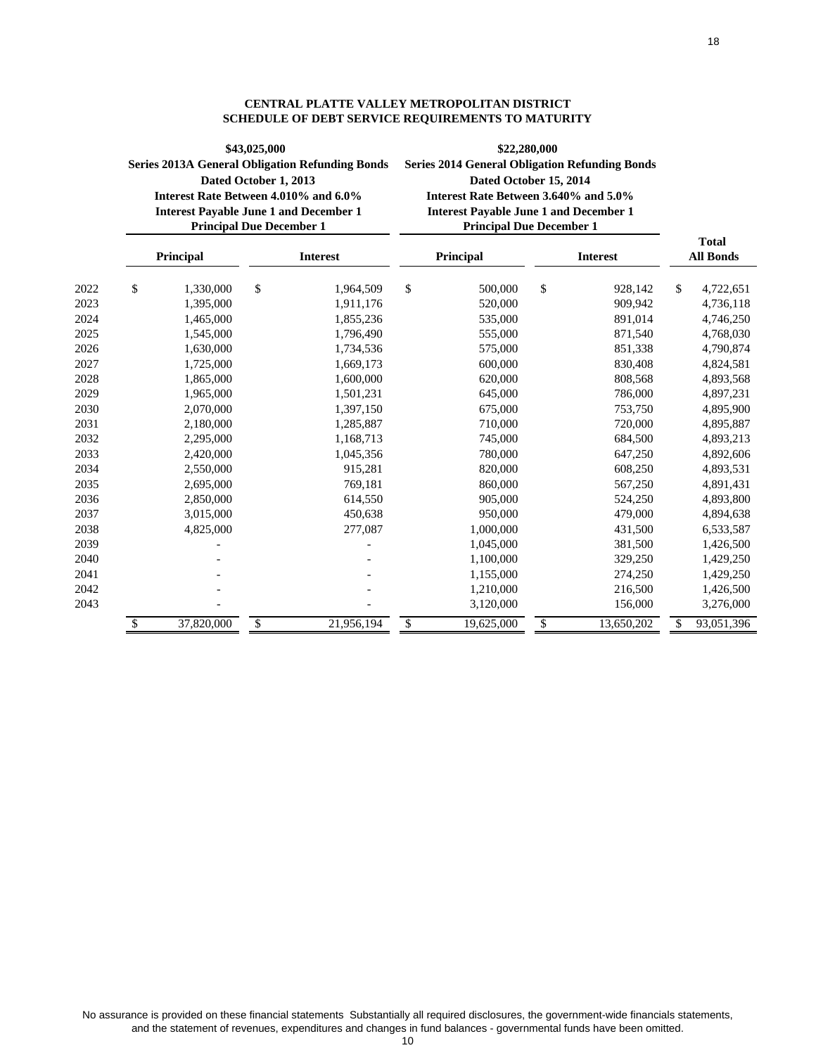# CENTRAL PLATTE VALLEY METROPOLITAN DISTRICT
## SCHEDULE OF DEBT SERVICE REQUIREMENTS TO MATURITY

| | $43,025,000 Series 2013A General Obligation Refunding Bonds Dated October 1, 2013 Interest Rate Between 4.010% and 6.0% Interest Payable June 1 and December 1 Principal Due December 1 | | $22,280,000 Series 2014 General Obligation Refunding Bonds Dated October 15, 2014 Interest Rate Between 3.640% and 5.0% Interest Payable June 1 and December 1 Principal Due December 1 | | |
|---|---|---|---|---|---|
| | **Principal** | **Interest** | **Principal** | **Interest** | **Total All Bonds** |
| 2022 | $ 1,330,000 | $ 1,964,509 | $ 500,000 | $ 928,142 | $ 4,722,651 |
| 2023 | 1,395,000 | 1,911,176 | 520,000 | 909,942 | 4,736,118 |
| 2024 | 1,465,000 | 1,855,236 | 535,000 | 891,014 | 4,746,250 |
| 2025 | 1,545,000 | 1,796,490 | 555,000 | 871,540 | 4,768,030 |
| 2026 | 1,630,000 | 1,734,536 | 575,000 | 851,338 | 4,790,874 |
| 2027 | 1,725,000 | 1,669,173 | 600,000 | 830,408 | 4,824,581 |
| 2028 | 1,865,000 | 1,600,000 | 620,000 | 808,568 | 4,893,568 |
| 2029 | 1,965,000 | 1,501,231 | 645,000 | 786,000 | 4,897,231 |
| 2030 | 2,070,000 | 1,397,150 | 675,000 | 753,750 | 4,895,900 |
| 2031 | 2,180,000 | 1,285,887 | 710,000 | 720,000 | 4,895,887 |
| 2032 | 2,295,000 | 1,168,713 | 745,000 | 684,500 | 4,893,213 |
| 2033 | 2,420,000 | 1,045,356 | 780,000 | 647,250 | 4,892,606 |
| 2034 | 2,550,000 | 915,281 | 820,000 | 608,250 | 4,893,531 |
| 2035 | 2,695,000 | 769,181 | 860,000 | 567,250 | 4,891,431 |
| 2036 | 2,850,000 | 614,550 | 905,000 | 524,250 | 4,893,800 |
| 2037 | 3,015,000 | 450,638 | 950,000 | 479,000 | 4,894,638 |
| 2038 | 4,825,000 | 277,087 | 1,000,000 | 431,500 | 6,533,587 |
| 2039 | - | - | 1,045,000 | 381,500 | 1,426,500 |
| 2040 | - | - | 1,100,000 | 329,250 | 1,429,250 |
| 2041 | - | - | 1,155,000 | 274,250 | 1,429,250 |
| 2042 | - | - | 1,210,000 | 216,500 | 1,426,500 |
| 2043 | - | - | 3,120,000 | 156,000 | 3,276,000 |
| | $ 37,820,000 | $ 21,956,194 | $ 19,625,000 | $ 13,650,202 | $ 93,051,396 |

No assurance is provided on these financial statements Substantially all required disclosures, the government-wide financials statements, and the statement of revenues, expenditures and changes in fund balances - governmental funds have been omitted.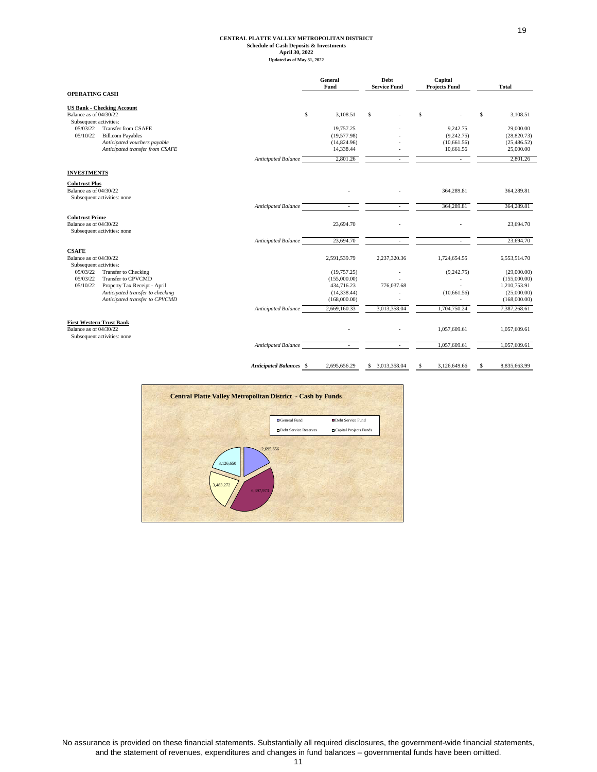# CENTRAL PLATTE VALLEY METROPOLITAN DISTRICT
## Schedule of Cash Deposits & Investments
## April 30, 2022
### Updated as of May 31, 2022

| | | General Fund | Debt Service Fund | Capital Projects Fund | Total |
|---|---|---|---|---|---|
| **OPERATING CASH** | | | | | |
| **US Bank - Checking Account** | | | | | |
| Balance as of 04/30/22 | | $ 3,108.51 | $ - | $ - | $ 3,108.51 |
| Subsequent activities: | | | | | |
| 05/03/22 | Transfer from CSAFE | 19,757.25 | - | 9,242.75 | 29,000.00 |
| 05/10/22 | Bill.com Payables | (19,577.98) | - | (9,242.75) | (28,820.73) |
| | *Anticipated vouchers payable* | (14,824.96) | - | (10,661.56) | (25,486.52) |
| | *Anticipated transfer from CSAFE* | 14,338.44 | - | 10,661.56 | 25,000.00 |
| | *Anticipated Balance* | 2,801.26 | - | - | 2,801.26 |
| **INVESTMENTS** | | | | | |
| **Colotrust Plus** | | | | | |
| Balance as of 04/30/22 | | - | - | 364,289.81 | 364,289.81 |
| Subsequent activities: none | | | | | |
| | *Anticipated Balance* | - | - | 364,289.81 | 364,289.81 |
| **Colotrust Prime** | | | | | |
| Balance as of 04/30/22 | | 23,694.70 | - | - | 23,694.70 |
| Subsequent activities: none | | | | | |
| | *Anticipated Balance* | 23,694.70 | - | - | 23,694.70 |
| **CSAFE** | | | | | |
| Balance as of 04/30/22 | | 2,591,539.79 | 2,237,320.36 | 1,724,654.55 | 6,553,514.70 |
| Subsequent activities: | | | | | |
| 05/03/22 | Transfer to Checking | (19,757.25) | - | (9,242.75) | (29,000.00) |
| 05/03/22 | Transfer to CPVCMD | (155,000.00) | - | - | (155,000.00) |
| 05/10/22 | Property Tax Receipt - April | 434,716.23 | 776,037.68 | - | 1,210,753.91 |
| | *Anticipated transfer to checking* | (14,338.44) | - | (10,661.56) | (25,000.00) |
| | *Anticipated transfer to CPVCMD* | (168,000.00) | - | - | (168,000.00) |
| | *Anticipated Balance* | 2,669,160.33 | 3,013,358.04 | 1,704,750.24 | 7,387,268.61 |
| **First Western Trust Bank** | | | | | |
| Balance as of 04/30/22 | | - | - | 1,057,609.61 | 1,057,609.61 |
| Subsequent activities: none | | | | | |
| | *Anticipated Balance* | - | - | 1,057,609.61 | 1,057,609.61 |
| | ***Anticipated Balances*** | $ 2,695,656.29 | $ 3,013,358.04 | $ 3,126,649.66 | $ 8,835,663.99 |

**Central Platte Valley Metropolitan District - Cash by Funds**

General Fund: 2,695,656; Debt Service Fund: 6,397,973; Debt Service Reserves: 3,483,272; Capital Projects Funds: 3,126,650

No assurance is provided on these financial statements. Substantially all required disclosures, the government-wide financial statements, and the statement of revenues, expenditures and changes in fund balances – governmental funds have been omitted.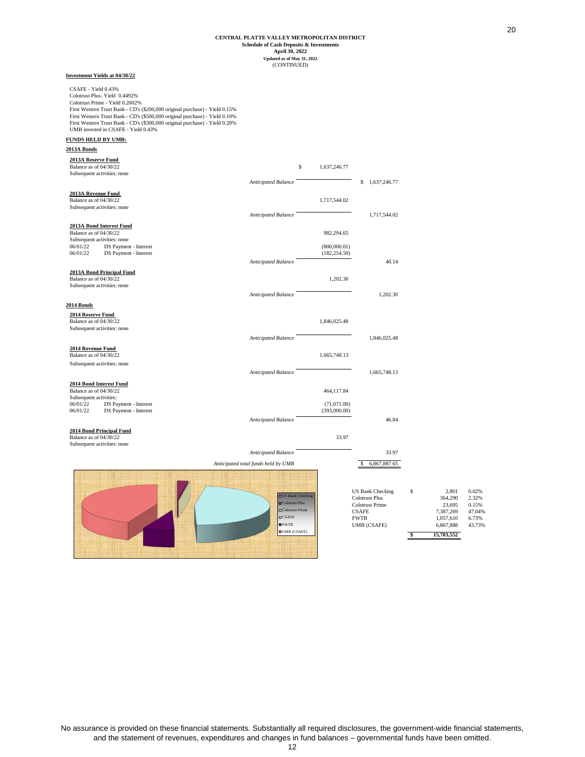**CENTRAL PLATTE VALLEY METROPOLITAN DISTRICT**
**Schedule of Cash Deposits & Investments**
**April 30, 2022**
**Updated as of May 31, 2022**
(CONTINUED)

**Investment Yields at 04/30/22**

CSAFE - Yield 0.43%
Colotrust Plus- Yield 0.4492%
Colotrust Prime - Yield 0.2002%
First Western Trust Bank - CD's ($200,000 original purchase) - Yield 0.15%
First Western Trust Bank - CD's ($500,000 original purchase) - Yield 0.10%
First Western Trust Bank - CD's ($300,000 original purchase) - Yield 0.20%
UMB invested in CSAFE - Yield 0.43%

**FUNDS HELD BY UMB:**

**2013A Bonds**

| | | | |
|---|---|---|---|
| **2013A Reserve Fund** | | | |
| Balance as of 04/30/22 | | $ 1,637,246.77 | |
| Subsequent activities: none | | | |
| | *Anticipated Balance* | | $ 1,637,246.77 |
| **2013A Revenue Fund** | | | |
| Balance as of 04/30/22 | | 1,717,544.02 | |
| Subsequent activities: none | | | |
| | *Anticipated Balance* | | 1,717,544.02 |
| **2013A Bond Interest Fund** | | | |
| Balance as of 04/30/22 | | 982,294.65 | |
| Subsequent activities: none | | | |
| 06/01/22 DS Payment - Interest | | (800,000.01) | |
| 06/01/22 DS Payment - Interest | | (182,254.50) | |
| | *Anticipated Balance* | | 40.14 |
| **2013A Bond Principal Fund** | | | |
| Balance as of 04/30/22 | | 1,202.30 | |
| Subsequent activities: none | | | |
| | *Anticipated Balance* | | 1,202.30 |

**2014 Bonds**

| | | | |
|---|---|---|---|
| **2014 Reserve Fund** | | | |
| Balance as of 04/30/22 | | 1,846,025.48 | |
| Subsequent activities: none | | | |
| | *Anticipated Balance* | | 1,846,025.48 |
| **2014 Revenue Fund** | | | |
| Balance as of 04/30/22 | | 1,665,748.13 | |
| Subsequent activities: none | | | |
| | *Anticipated Balance* | | 1,665,748.13 |
| **2014 Bond Interest Fund** | | | |
| Balance as of 04/30/22 | | 464,117.84 | |
| Subsequent activities: | | | |
| 06/01/22 DS Payment - Interest | | (71,071.00) | |
| 06/01/22 DS Payment - Interest | | (393,000.00) | |
| | *Anticipated Balance* | | 46.84 |
| **2014 Bond Principal Fund** | | | |
| Balance as of 04/30/22 | | 33.97 | |
| Subsequent activities: none | | | |
| | *Anticipated Balance* | | 33.97 |
| | *Anticipated total funds held by UMB* | | $ 6,867,887.65 |

| | | | |
|---|---|---|---|
| US Bank Checking | $ | 2,801 | 0.02% |
| Colotrust Plus | | 364,290 | 2.32% |
| Colotrust Prime | | 23,695 | 0.15% |
| CSAFE | | 7,387,269 | 47.04% |
| FWTB | | 1,057,610 | 6.73% |
| UMB (CSAFE) | | 6,867,888 | 43.73% |
| | **$** | **15,703,552** | |

No assurance is provided on these financial statements. Substantially all required disclosures, the government-wide financial statements, and the statement of revenues, expenditures and changes in fund balances – governmental funds have been omitted.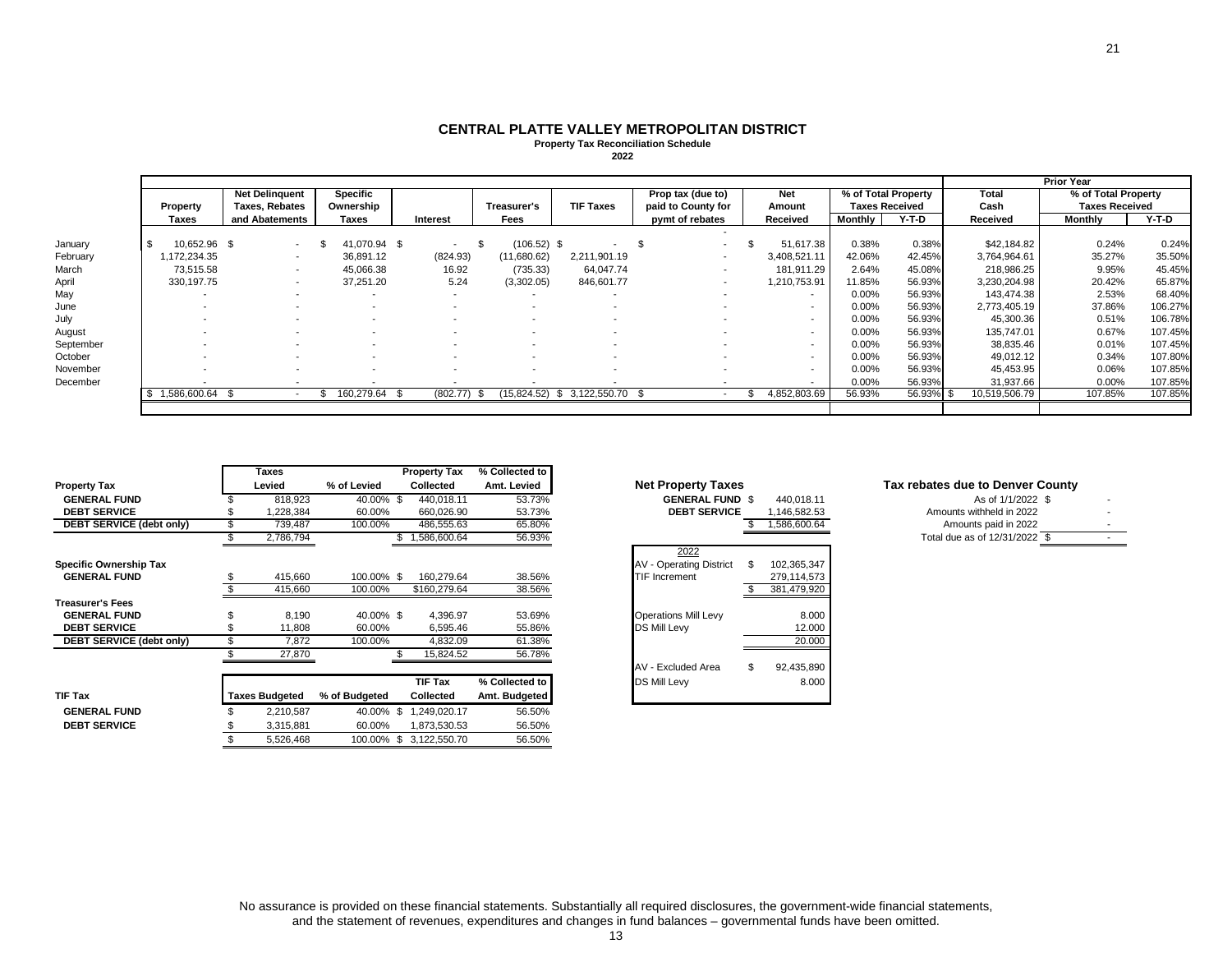# CENTRAL PLATTE VALLEY METROPOLITAN DISTRICT

**Property Tax Reconciliation Schedule**

**2022**

| | Property Taxes | Net Delinquent Taxes, Rebates and Abatements | Specific Ownership Taxes | Interest | Treasurer's Fees | TIF Taxes | Prop tax (due to) paid to County for pymt of rebates | Net Amount Received | % of Total Property Taxes Received Monthly | % of Total Property Taxes Received Y-T-D | Prior Year Total Cash Received | Prior Year % of Total Property Taxes Received Monthly | Prior Year % of Total Property Taxes Received Y-T-D |
|---|---|---|---|---|---|---|---|---|---|---|---|---|---|
| January | $ 10,652.96 | $ - | $ 41,070.94 | $ - | $ (106.52) | $ - | $ - | $ 51,617.38 | 0.38% | 0.38% | $42,184.82 | 0.24% | 0.24% |
| February | 1,172,234.35 | - | 36,891.12 | (824.93) | (11,680.62) | 2,211,901.19 | - | 3,408,521.11 | 42.06% | 42.45% | 3,764,964.61 | 35.27% | 35.50% |
| March | 73,515.58 | - | 45,066.38 | 16.92 | (735.33) | 64,047.74 | - | 181,911.29 | 2.64% | 45.08% | 218,986.25 | 9.95% | 45.45% |
| April | 330,197.75 | - | 37,251.20 | 5.24 | (3,302.05) | 846,601.77 | - | 1,210,753.91 | 11.85% | 56.93% | 3,230,204.98 | 20.42% | 65.87% |
| May | - | - | - | - | - | - | - | - | 0.00% | 56.93% | 143,474.38 | 2.53% | 68.40% |
| June | - | - | - | - | - | - | - | - | 0.00% | 56.93% | 2,773,405.19 | 37.86% | 106.27% |
| July | - | - | - | - | - | - | - | - | 0.00% | 56.93% | 45,300.36 | 0.51% | 106.78% |
| August | - | - | - | - | - | - | - | - | 0.00% | 56.93% | 135,747.01 | 0.67% | 107.45% |
| September | - | - | - | - | - | - | - | - | 0.00% | 56.93% | 38,835.46 | 0.01% | 107.45% |
| October | - | - | - | - | - | - | - | - | 0.00% | 56.93% | 49,012.12 | 0.34% | 107.80% |
| November | - | - | - | - | - | - | - | - | 0.00% | 56.93% | 45,453.95 | 0.06% | 107.85% |
| December | - | - | - | - | - | - | - | - | 0.00% | 56.93% | 31,937.66 | 0.00% | 107.85% |
| | $ 1,586,600.64 | $ - | $ 160,279.64 | $ (802.77) | $ (15,824.52) | $ 3,122,550.70 | $ - | $ 4,852,803.69 | 56.93% | 56.93% | $ 10,519,506.79 | 107.85% | 107.85% |

| Property Tax | Taxes Levied | % of Levied | Property Tax Collected | % Collected to Amt. Levied |
|---|---|---|---|---|
| GENERAL FUND | $ 818,923 | 40.00% | $ 440,018.11 | 53.73% |
| DEBT SERVICE | $ 1,228,384 | 60.00% | 660,026.90 | 53.73% |
| DEBT SERVICE (debt only) | $ 739,487 | 100.00% | 486,555.63 | 65.80% |
| | $ 2,786,794 | | $ 1,586,600.64 | 56.93% |
| **Specific Ownership Tax** | | | | |
| GENERAL FUND | $ 415,660 | 100.00% | $ 160,279.64 | 38.56% |
| | $ 415,660 | 100.00% | $160,279.64 | 38.56% |
| **Treasurer's Fees** | | | | |
| GENERAL FUND | $ 8,190 | 40.00% | $ 4,396.97 | 53.69% |
| DEBT SERVICE | $ 11,808 | 60.00% | 6,595.46 | 55.86% |
| DEBT SERVICE (debt only) | $ 7,872 | 100.00% | 4,832.09 | 61.38% |
| | $ 27,870 | | $ 15,824.52 | 56.78% |

| TIF Tax | Taxes Budgeted | % of Budgeted | TIF Tax Collected | % Collected to Amt. Budgeted |
|---|---|---|---|---|
| GENERAL FUND | $ 2,210,587 | 40.00% | $ 1,249,020.17 | 56.50% |
| DEBT SERVICE | $ 3,315,881 | 60.00% | 1,873,530.53 | 56.50% |
| | $ 5,526,468 | 100.00% | $ 3,122,550.70 | 56.50% |

**Net Property Taxes**

| | |
|---|---|
| GENERAL FUND | $ 440,018.11 |
| DEBT SERVICE | 1,146,582.53 |
| | $ 1,586,600.64 |

| 2022 | |
|---|---|
| AV - Operating District | $ 102,365,347 |
| TIF Increment | 279,114,573 |
| | $ 381,479,920 |
| Operations Mill Levy | 8.000 |
| DS Mill Levy | 12.000 |
| | 20.000 |
| AV - Excluded Area | $ 92,435,890 |
| DS Mill Levy | 8.000 |

**Tax rebates due to Denver County**

| | |
|---|---|
| As of 1/1/2022 | $ - |
| Amounts withheld in 2022 | - |
| Amounts paid in 2022 | - |
| Total due as of 12/31/2022 | $ - |

No assurance is provided on these financial statements. Substantially all required disclosures, the government-wide financial statements, and the statement of revenues, expenditures and changes in fund balances – governmental funds have been omitted.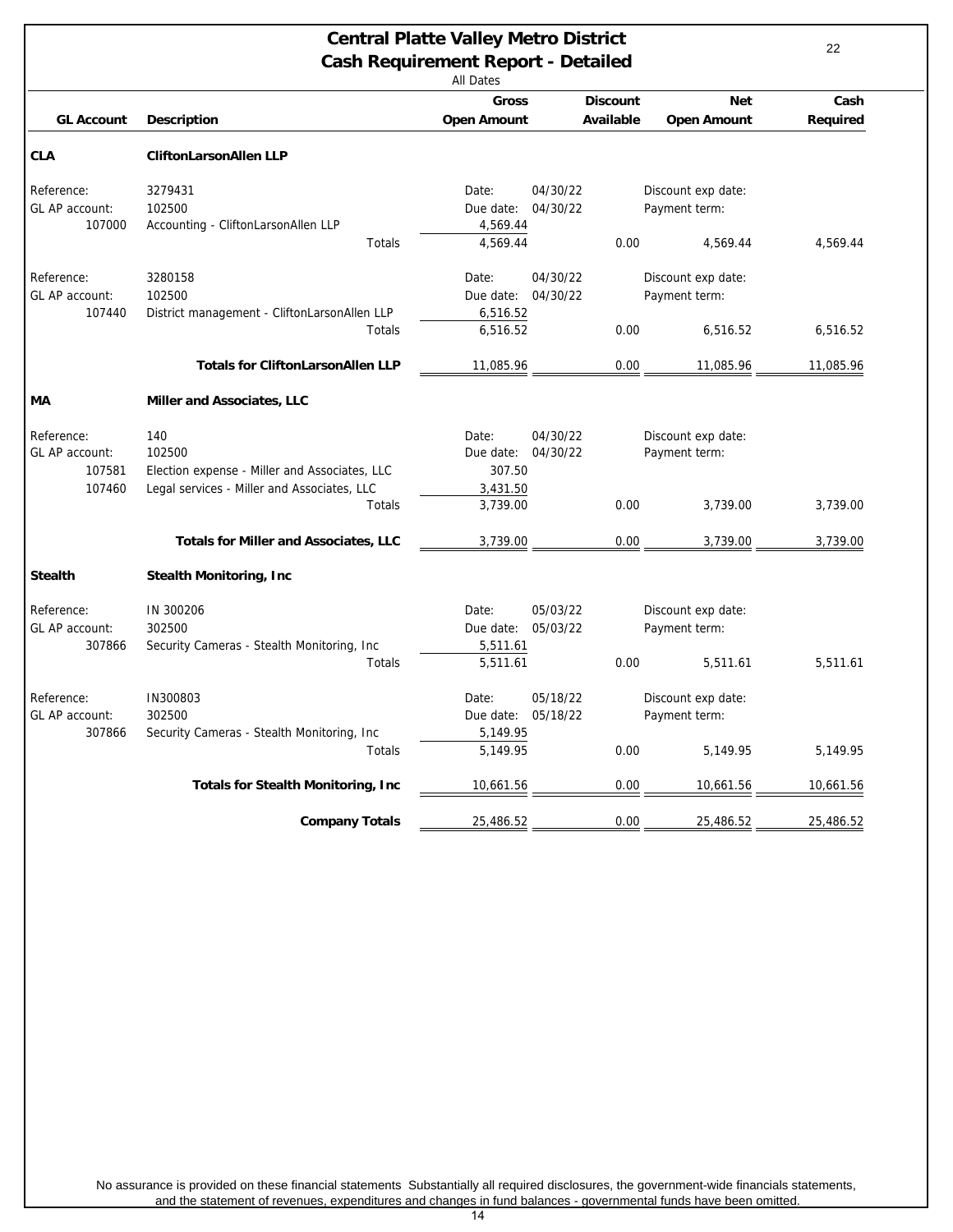# Central Platte Valley Metro District

## Cash Requirement Report - Detailed

All Dates

| GL Account | Description | Gross Open Amount | | Discount Available | Net Open Amount | Cash Required |
|---|---|---|---|---|---|---|
| **CLA** | **CliftonLarsonAllen LLP** | | | | | |
| Reference: | 3279431 | Date: | 04/30/22 | | Discount exp date: | |
| GL AP account: | 102500 | Due date: | 04/30/22 | | Payment term: | |
| 107000 | Accounting - CliftonLarsonAllen LLP | 4,569.44 | | | | |
| | Totals | 4,569.44 | | 0.00 | 4,569.44 | 4,569.44 |
| Reference: | 3280158 | Date: | 04/30/22 | | Discount exp date: | |
| GL AP account: | 102500 | Due date: | 04/30/22 | | Payment term: | |
| 107440 | District management - CliftonLarsonAllen LLP | 6,516.52 | | | | |
| | Totals | 6,516.52 | | 0.00 | 6,516.52 | 6,516.52 |
| | **Totals for CliftonLarsonAllen LLP** | 11,085.96 | | 0.00 | 11,085.96 | 11,085.96 |
| **MA** | **Miller and Associates, LLC** | | | | | |
| Reference: | 140 | Date: | 04/30/22 | | Discount exp date: | |
| GL AP account: | 102500 | Due date: | 04/30/22 | | Payment term: | |
| 107581 | Election expense - Miller and Associates, LLC | 307.50 | | | | |
| 107460 | Legal services - Miller and Associates, LLC | 3,431.50 | | | | |
| | Totals | 3,739.00 | | 0.00 | 3,739.00 | 3,739.00 |
| | **Totals for Miller and Associates, LLC** | 3,739.00 | | 0.00 | 3,739.00 | 3,739.00 |
| **Stealth** | **Stealth Monitoring, Inc** | | | | | |
| Reference: | IN 300206 | Date: | 05/03/22 | | Discount exp date: | |
| GL AP account: | 302500 | Due date: | 05/03/22 | | Payment term: | |
| 307866 | Security Cameras - Stealth Monitoring, Inc | 5,511.61 | | | | |
| | Totals | 5,511.61 | | 0.00 | 5,511.61 | 5,511.61 |
| Reference: | IN300803 | Date: | 05/18/22 | | Discount exp date: | |
| GL AP account: | 302500 | Due date: | 05/18/22 | | Payment term: | |
| 307866 | Security Cameras - Stealth Monitoring, Inc | 5,149.95 | | | | |
| | Totals | 5,149.95 | | 0.00 | 5,149.95 | 5,149.95 |
| | **Totals for Stealth Monitoring, Inc** | 10,661.56 | | 0.00 | 10,661.56 | 10,661.56 |
| | **Company Totals** | 25,486.52 | | 0.00 | 25,486.52 | 25,486.52 |

No assurance is provided on these financial statements Substantially all required disclosures, the government-wide financials statements, and the statement of revenues, expenditures and changes in fund balances - governmental funds have been omitted.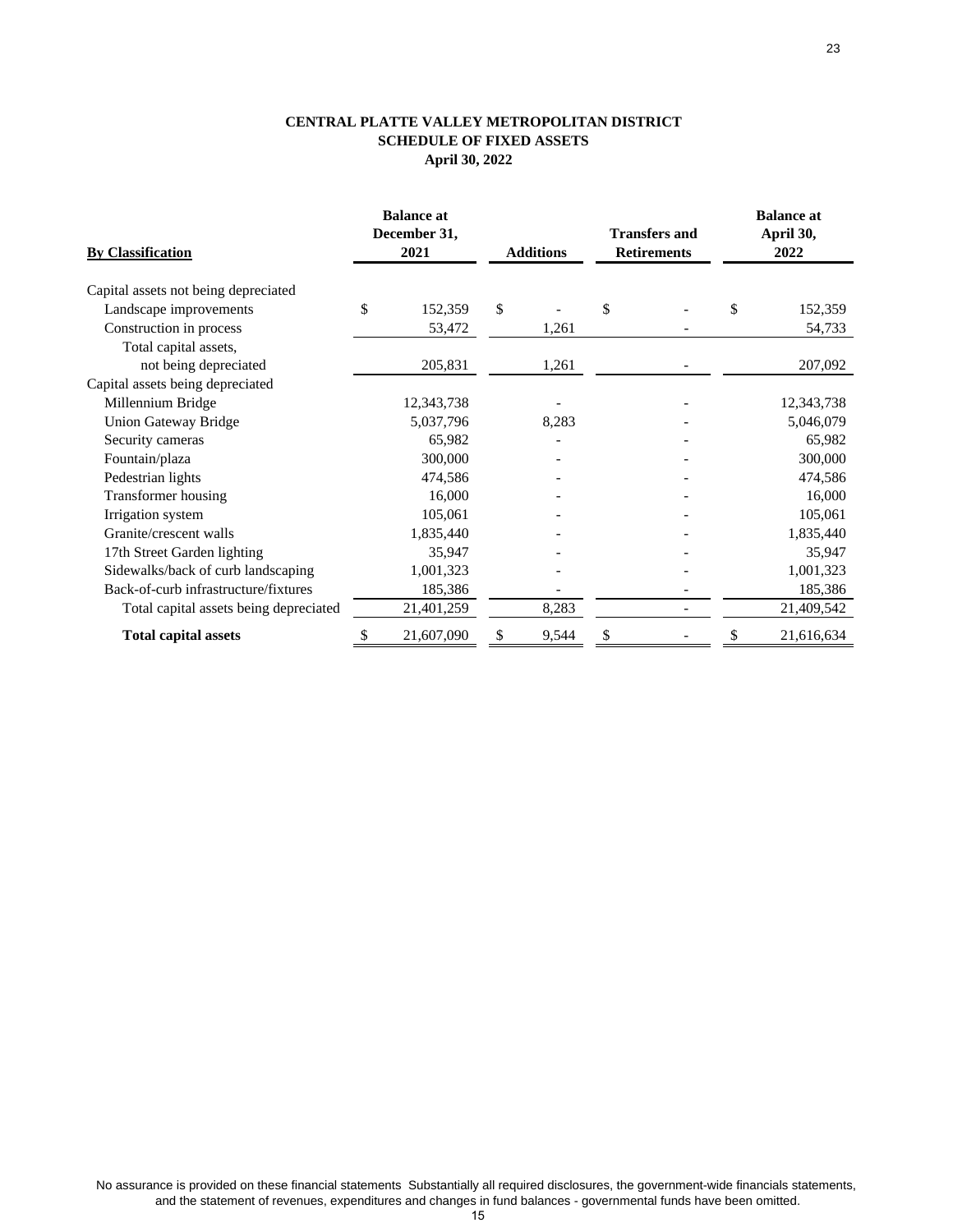**CENTRAL PLATTE VALLEY METROPOLITAN DISTRICT**
**SCHEDULE OF FIXED ASSETS**
**April 30, 2022**

| **By Classification** | **Balance at December 31, 2021** | **Additions** | **Transfers and Retirements** | **Balance at April 30, 2022** |
|---|---|---|---|---|
| Capital assets not being depreciated | | | | |
| Landscape improvements | $ 152,359 | $ - | $ - | $ 152,359 |
| Construction in process | 53,472 | 1,261 | - | 54,733 |
| Total capital assets, not being depreciated | 205,831 | 1,261 | - | 207,092 |
| Capital assets being depreciated | | | | |
| Millennium Bridge | 12,343,738 | - | - | 12,343,738 |
| Union Gateway Bridge | 5,037,796 | 8,283 | - | 5,046,079 |
| Security cameras | 65,982 | - | - | 65,982 |
| Fountain/plaza | 300,000 | - | - | 300,000 |
| Pedestrian lights | 474,586 | - | - | 474,586 |
| Transformer housing | 16,000 | - | - | 16,000 |
| Irrigation system | 105,061 | - | - | 105,061 |
| Granite/crescent walls | 1,835,440 | - | - | 1,835,440 |
| 17th Street Garden lighting | 35,947 | - | - | 35,947 |
| Sidewalks/back of curb landscaping | 1,001,323 | - | - | 1,001,323 |
| Back-of-curb infrastructure/fixtures | 185,386 | - | - | 185,386 |
| Total capital assets being depreciated | 21,401,259 | 8,283 | - | 21,409,542 |
| **Total capital assets** | $ 21,607,090 | $ 9,544 | $ - | $ 21,616,634 |

No assurance is provided on these financial statements Substantially all required disclosures, the government-wide financials statements, and the statement of revenues, expenditures and changes in fund balances - governmental funds have been omitted.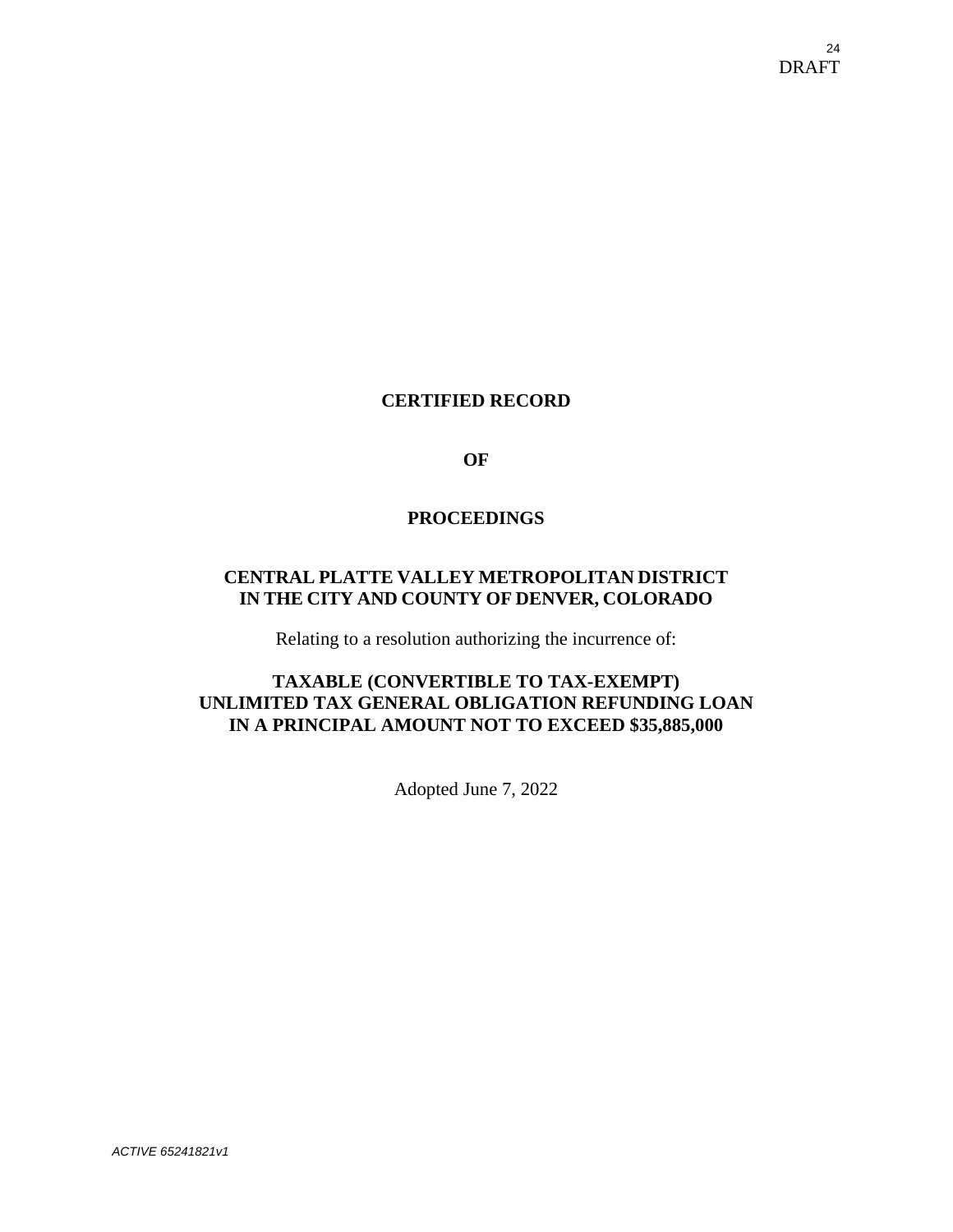DRAFT

**CERTIFIED RECORD**

**OF**

**PROCEEDINGS**

**CENTRAL PLATTE VALLEY METROPOLITAN DISTRICT
IN THE CITY AND COUNTY OF DENVER, COLORADO**

Relating to a resolution authorizing the incurrence of:

**TAXABLE (CONVERTIBLE TO TAX-EXEMPT)
UNLIMITED TAX GENERAL OBLIGATION REFUNDING LOAN
IN A PRINCIPAL AMOUNT NOT TO EXCEED $35,885,000**

Adopted June 7, 2022

*ACTIVE 65241821v1*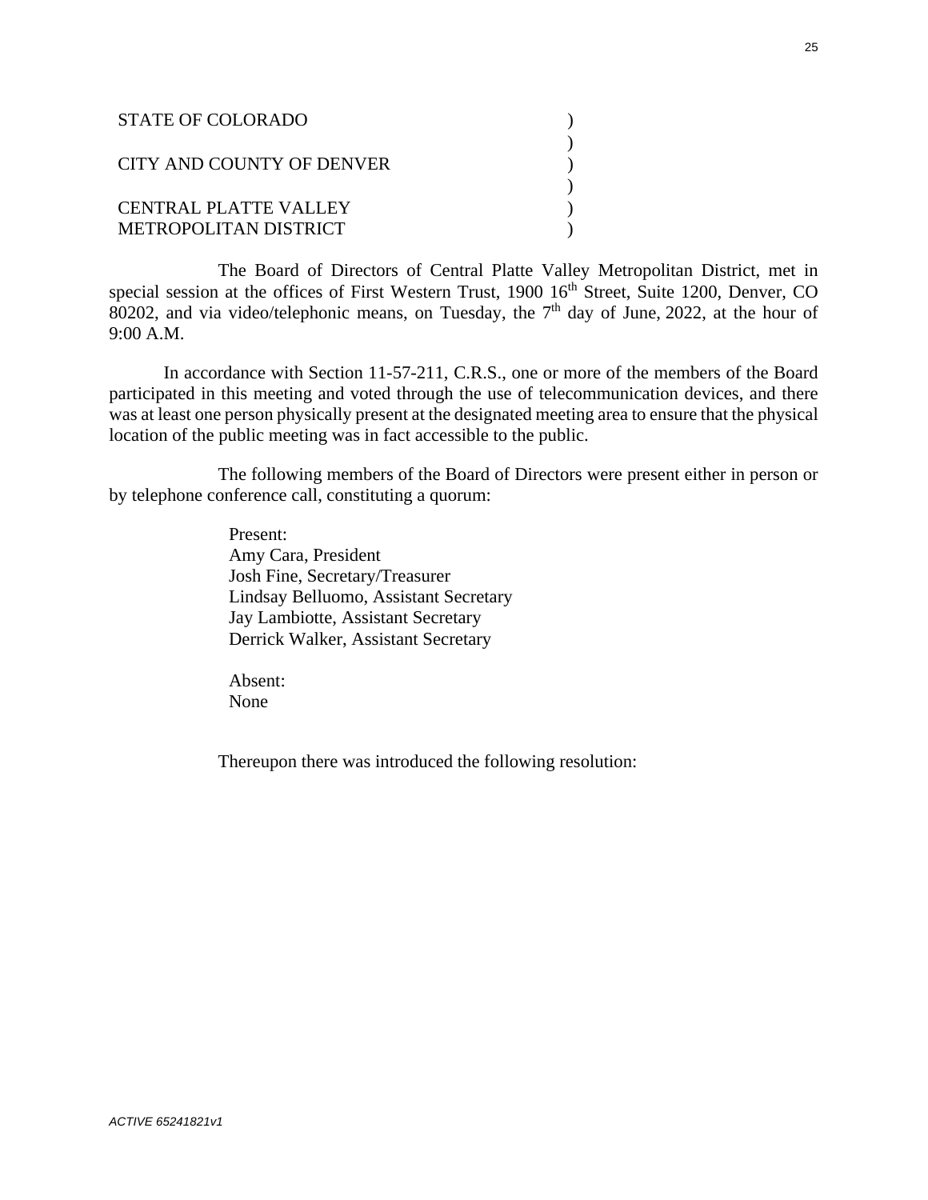STATE OF COLORADO )
)
CITY AND COUNTY OF DENVER )
)
CENTRAL PLATTE VALLEY )
METROPOLITAN DISTRICT )

The Board of Directors of Central Platte Valley Metropolitan District, met in special session at the offices of First Western Trust, 1900 16th Street, Suite 1200, Denver, CO 80202, and via video/telephonic means, on Tuesday, the 7th day of June, 2022, at the hour of 9:00 A.M.

In accordance with Section 11-57-211, C.R.S., one or more of the members of the Board participated in this meeting and voted through the use of telecommunication devices, and there was at least one person physically present at the designated meeting area to ensure that the physical location of the public meeting was in fact accessible to the public.

The following members of the Board of Directors were present either in person or by telephone conference call, constituting a quorum:

Present:
Amy Cara, President
Josh Fine, Secretary/Treasurer
Lindsay Belluomo, Assistant Secretary
Jay Lambiotte, Assistant Secretary
Derrick Walker, Assistant Secretary

Absent:
None

Thereupon there was introduced the following resolution:

*ACTIVE 65241821v1*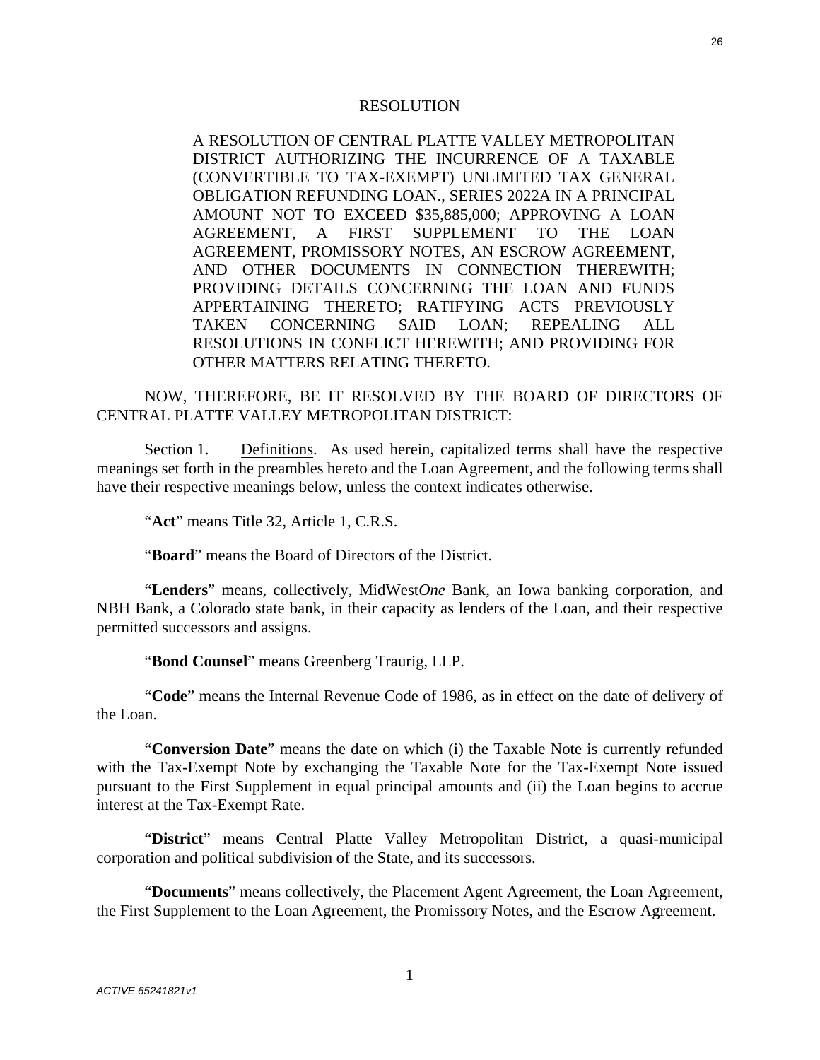# RESOLUTION

A RESOLUTION OF CENTRAL PLATTE VALLEY METROPOLITAN DISTRICT AUTHORIZING THE INCURRENCE OF A TAXABLE (CONVERTIBLE TO TAX-EXEMPT) UNLIMITED TAX GENERAL OBLIGATION REFUNDING LOAN., SERIES 2022A IN A PRINCIPAL AMOUNT NOT TO EXCEED $35,885,000; APPROVING A LOAN AGREEMENT, A FIRST SUPPLEMENT TO THE LOAN AGREEMENT, PROMISSORY NOTES, AN ESCROW AGREEMENT, AND OTHER DOCUMENTS IN CONNECTION THEREWITH; PROVIDING DETAILS CONCERNING THE LOAN AND FUNDS APPERTAINING THERETO; RATIFYING ACTS PREVIOUSLY TAKEN CONCERNING SAID LOAN; REPEALING ALL RESOLUTIONS IN CONFLICT HEREWITH; AND PROVIDING FOR OTHER MATTERS RELATING THERETO.

NOW, THEREFORE, BE IT RESOLVED BY THE BOARD OF DIRECTORS OF CENTRAL PLATTE VALLEY METROPOLITAN DISTRICT:

Section 1. Definitions. As used herein, capitalized terms shall have the respective meanings set forth in the preambles hereto and the Loan Agreement, and the following terms shall have their respective meanings below, unless the context indicates otherwise.

"**Act**" means Title 32, Article 1, C.R.S.

"**Board**" means the Board of Directors of the District.

"**Lenders**" means, collectively, MidWest*One* Bank, an Iowa banking corporation, and NBH Bank, a Colorado state bank, in their capacity as lenders of the Loan, and their respective permitted successors and assigns.

"**Bond Counsel**" means Greenberg Traurig, LLP.

"**Code**" means the Internal Revenue Code of 1986, as in effect on the date of delivery of the Loan.

"**Conversion Date**" means the date on which (i) the Taxable Note is currently refunded with the Tax-Exempt Note by exchanging the Taxable Note for the Tax-Exempt Note issued pursuant to the First Supplement in equal principal amounts and (ii) the Loan begins to accrue interest at the Tax-Exempt Rate.

"**District**" means Central Platte Valley Metropolitan District, a quasi-municipal corporation and political subdivision of the State, and its successors.

"**Documents**" means collectively, the Placement Agent Agreement, the Loan Agreement, the First Supplement to the Loan Agreement, the Promissory Notes, and the Escrow Agreement.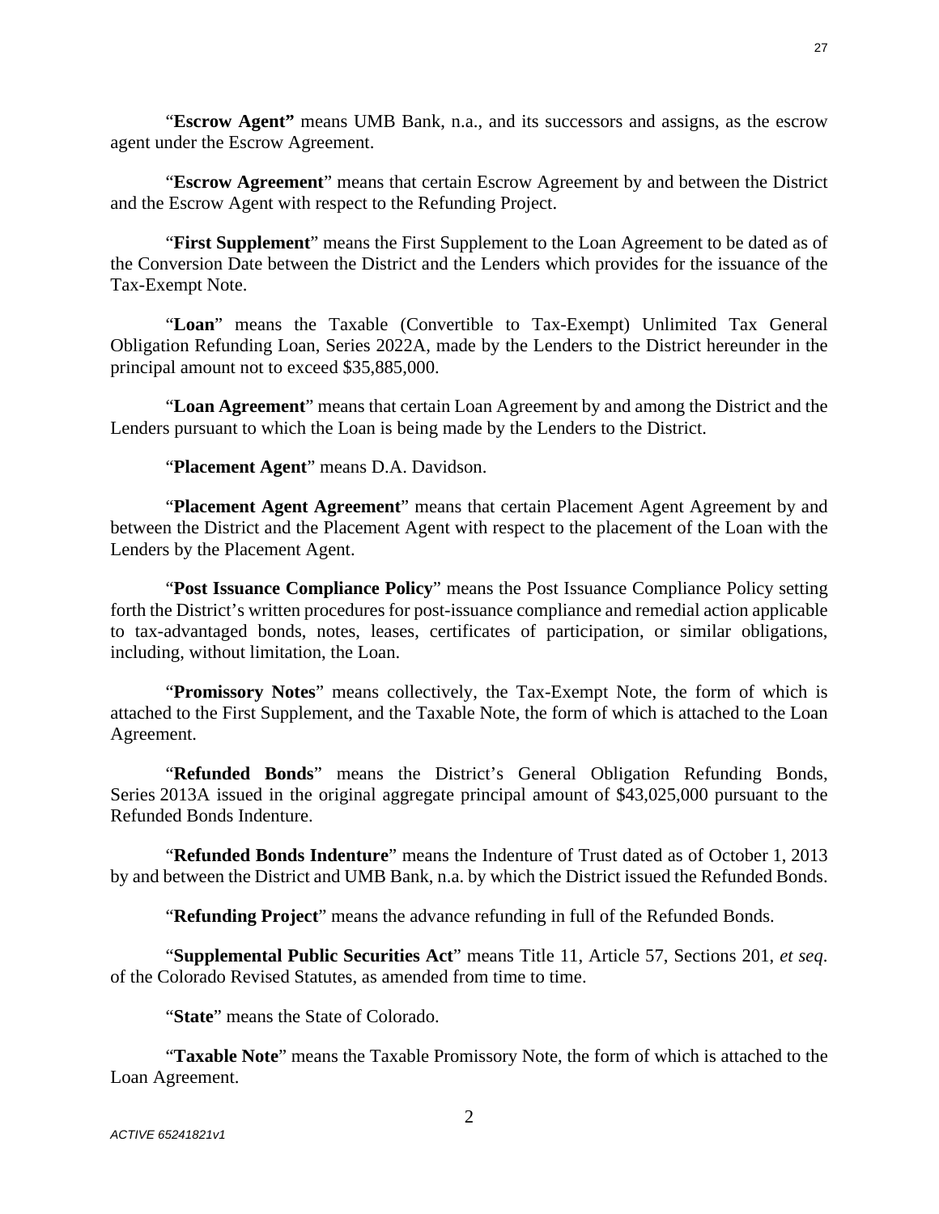"**Escrow Agent"** means UMB Bank, n.a., and its successors and assigns, as the escrow agent under the Escrow Agreement.

"**Escrow Agreement**" means that certain Escrow Agreement by and between the District and the Escrow Agent with respect to the Refunding Project.

"**First Supplement**" means the First Supplement to the Loan Agreement to be dated as of the Conversion Date between the District and the Lenders which provides for the issuance of the Tax-Exempt Note.

"**Loan**" means the Taxable (Convertible to Tax-Exempt) Unlimited Tax General Obligation Refunding Loan, Series 2022A, made by the Lenders to the District hereunder in the principal amount not to exceed $35,885,000.

"**Loan Agreement**" means that certain Loan Agreement by and among the District and the Lenders pursuant to which the Loan is being made by the Lenders to the District.

"**Placement Agent**" means D.A. Davidson.

"**Placement Agent Agreement**" means that certain Placement Agent Agreement by and between the District and the Placement Agent with respect to the placement of the Loan with the Lenders by the Placement Agent.

"**Post Issuance Compliance Policy**" means the Post Issuance Compliance Policy setting forth the District's written procedures for post-issuance compliance and remedial action applicable to tax-advantaged bonds, notes, leases, certificates of participation, or similar obligations, including, without limitation, the Loan.

"**Promissory Notes**" means collectively, the Tax-Exempt Note, the form of which is attached to the First Supplement, and the Taxable Note, the form of which is attached to the Loan Agreement.

"**Refunded Bonds**" means the District's General Obligation Refunding Bonds, Series 2013A issued in the original aggregate principal amount of $43,025,000 pursuant to the Refunded Bonds Indenture.

"**Refunded Bonds Indenture**" means the Indenture of Trust dated as of October 1, 2013 by and between the District and UMB Bank, n.a. by which the District issued the Refunded Bonds.

"**Refunding Project**" means the advance refunding in full of the Refunded Bonds.

"**Supplemental Public Securities Act**" means Title 11, Article 57, Sections 201, *et seq*. of the Colorado Revised Statutes, as amended from time to time.

"**State**" means the State of Colorado.

"**Taxable Note**" means the Taxable Promissory Note, the form of which is attached to the Loan Agreement.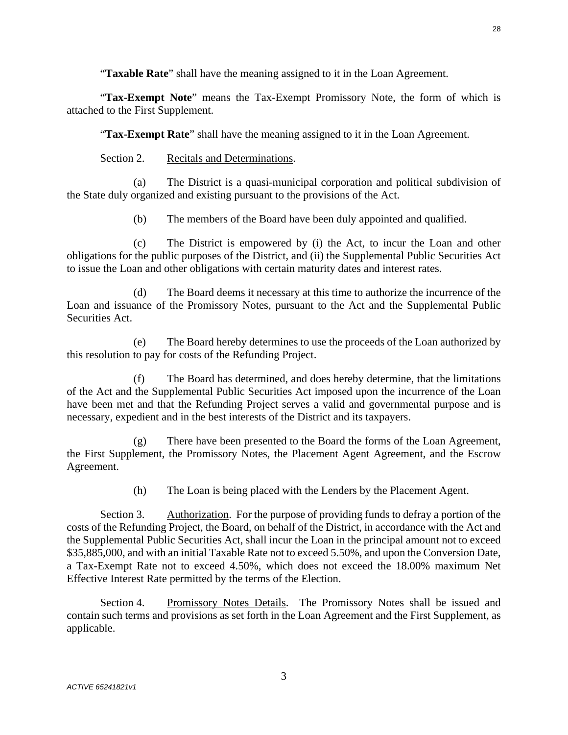"**Taxable Rate**" shall have the meaning assigned to it in the Loan Agreement.

"**Tax-Exempt Note**" means the Tax-Exempt Promissory Note, the form of which is attached to the First Supplement.

"**Tax-Exempt Rate**" shall have the meaning assigned to it in the Loan Agreement.

Section 2. Recitals and Determinations.

(a) The District is a quasi-municipal corporation and political subdivision of the State duly organized and existing pursuant to the provisions of the Act.

(b) The members of the Board have been duly appointed and qualified.

(c) The District is empowered by (i) the Act, to incur the Loan and other obligations for the public purposes of the District, and (ii) the Supplemental Public Securities Act to issue the Loan and other obligations with certain maturity dates and interest rates.

(d) The Board deems it necessary at this time to authorize the incurrence of the Loan and issuance of the Promissory Notes, pursuant to the Act and the Supplemental Public Securities Act.

(e) The Board hereby determines to use the proceeds of the Loan authorized by this resolution to pay for costs of the Refunding Project.

(f) The Board has determined, and does hereby determine, that the limitations of the Act and the Supplemental Public Securities Act imposed upon the incurrence of the Loan have been met and that the Refunding Project serves a valid and governmental purpose and is necessary, expedient and in the best interests of the District and its taxpayers.

(g) There have been presented to the Board the forms of the Loan Agreement, the First Supplement, the Promissory Notes, the Placement Agent Agreement, and the Escrow Agreement.

(h) The Loan is being placed with the Lenders by the Placement Agent.

Section 3. Authorization. For the purpose of providing funds to defray a portion of the costs of the Refunding Project, the Board, on behalf of the District, in accordance with the Act and the Supplemental Public Securities Act, shall incur the Loan in the principal amount not to exceed $35,885,000, and with an initial Taxable Rate not to exceed 5.50%, and upon the Conversion Date, a Tax-Exempt Rate not to exceed 4.50%, which does not exceed the 18.00% maximum Net Effective Interest Rate permitted by the terms of the Election.

Section 4. Promissory Notes Details. The Promissory Notes shall be issued and contain such terms and provisions as set forth in the Loan Agreement and the First Supplement, as applicable.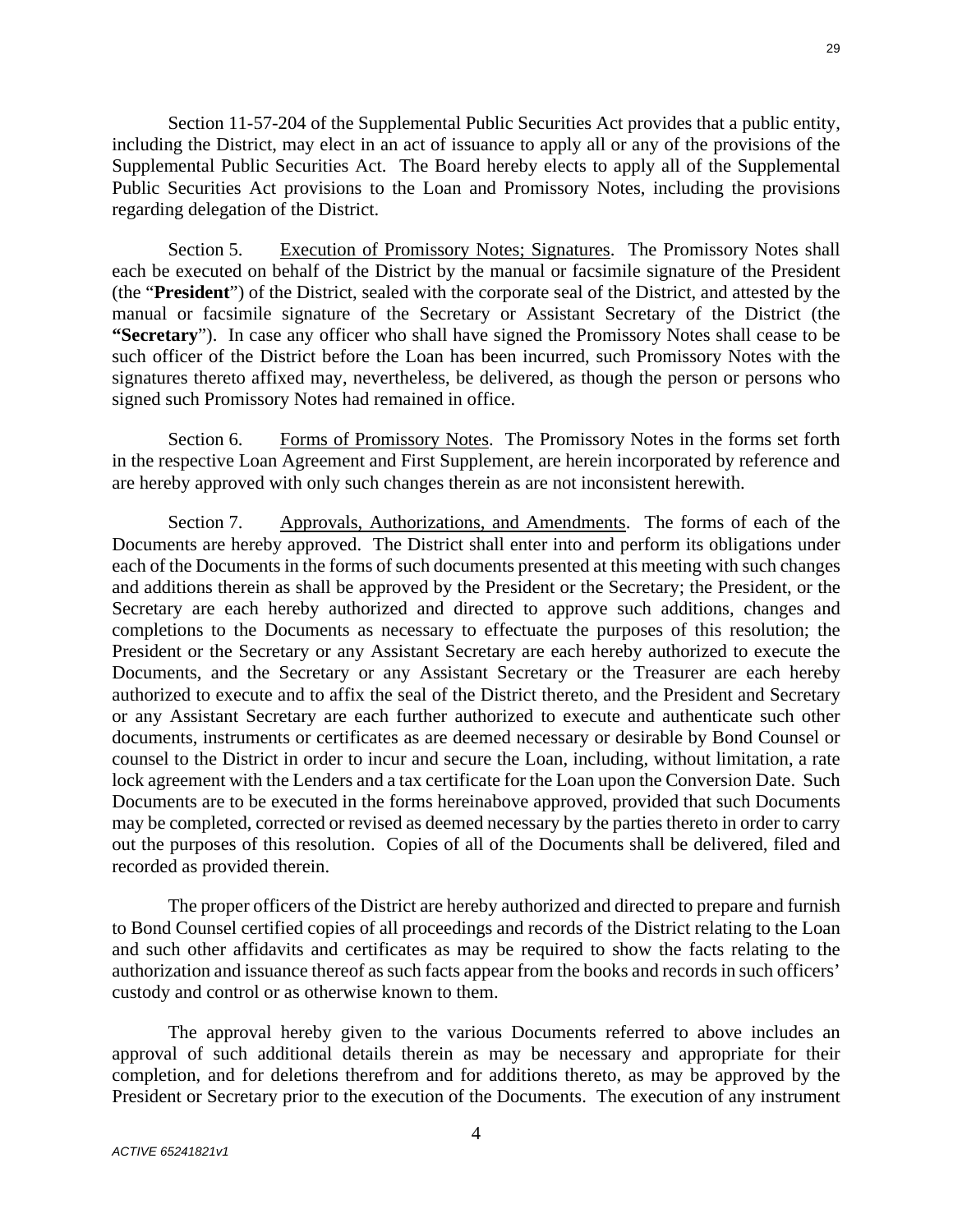Section 11-57-204 of the Supplemental Public Securities Act provides that a public entity, including the District, may elect in an act of issuance to apply all or any of the provisions of the Supplemental Public Securities Act. The Board hereby elects to apply all of the Supplemental Public Securities Act provisions to the Loan and Promissory Notes, including the provisions regarding delegation of the District.

Section 5. <u>Execution of Promissory Notes; Signatures</u>. The Promissory Notes shall each be executed on behalf of the District by the manual or facsimile signature of the President (the "**President**") of the District, sealed with the corporate seal of the District, and attested by the manual or facsimile signature of the Secretary or Assistant Secretary of the District (the **"Secretary**"). In case any officer who shall have signed the Promissory Notes shall cease to be such officer of the District before the Loan has been incurred, such Promissory Notes with the signatures thereto affixed may, nevertheless, be delivered, as though the person or persons who signed such Promissory Notes had remained in office.

Section 6. <u>Forms of Promissory Notes</u>. The Promissory Notes in the forms set forth in the respective Loan Agreement and First Supplement, are herein incorporated by reference and are hereby approved with only such changes therein as are not inconsistent herewith.

Section 7. <u>Approvals, Authorizations, and Amendments</u>. The forms of each of the Documents are hereby approved. The District shall enter into and perform its obligations under each of the Documents in the forms of such documents presented at this meeting with such changes and additions therein as shall be approved by the President or the Secretary; the President, or the Secretary are each hereby authorized and directed to approve such additions, changes and completions to the Documents as necessary to effectuate the purposes of this resolution; the President or the Secretary or any Assistant Secretary are each hereby authorized to execute the Documents, and the Secretary or any Assistant Secretary or the Treasurer are each hereby authorized to execute and to affix the seal of the District thereto, and the President and Secretary or any Assistant Secretary are each further authorized to execute and authenticate such other documents, instruments or certificates as are deemed necessary or desirable by Bond Counsel or counsel to the District in order to incur and secure the Loan, including, without limitation, a rate lock agreement with the Lenders and a tax certificate for the Loan upon the Conversion Date. Such Documents are to be executed in the forms hereinabove approved, provided that such Documents may be completed, corrected or revised as deemed necessary by the parties thereto in order to carry out the purposes of this resolution. Copies of all of the Documents shall be delivered, filed and recorded as provided therein.

The proper officers of the District are hereby authorized and directed to prepare and furnish to Bond Counsel certified copies of all proceedings and records of the District relating to the Loan and such other affidavits and certificates as may be required to show the facts relating to the authorization and issuance thereof as such facts appear from the books and records in such officers' custody and control or as otherwise known to them.

The approval hereby given to the various Documents referred to above includes an approval of such additional details therein as may be necessary and appropriate for their completion, and for deletions therefrom and for additions thereto, as may be approved by the President or Secretary prior to the execution of the Documents. The execution of any instrument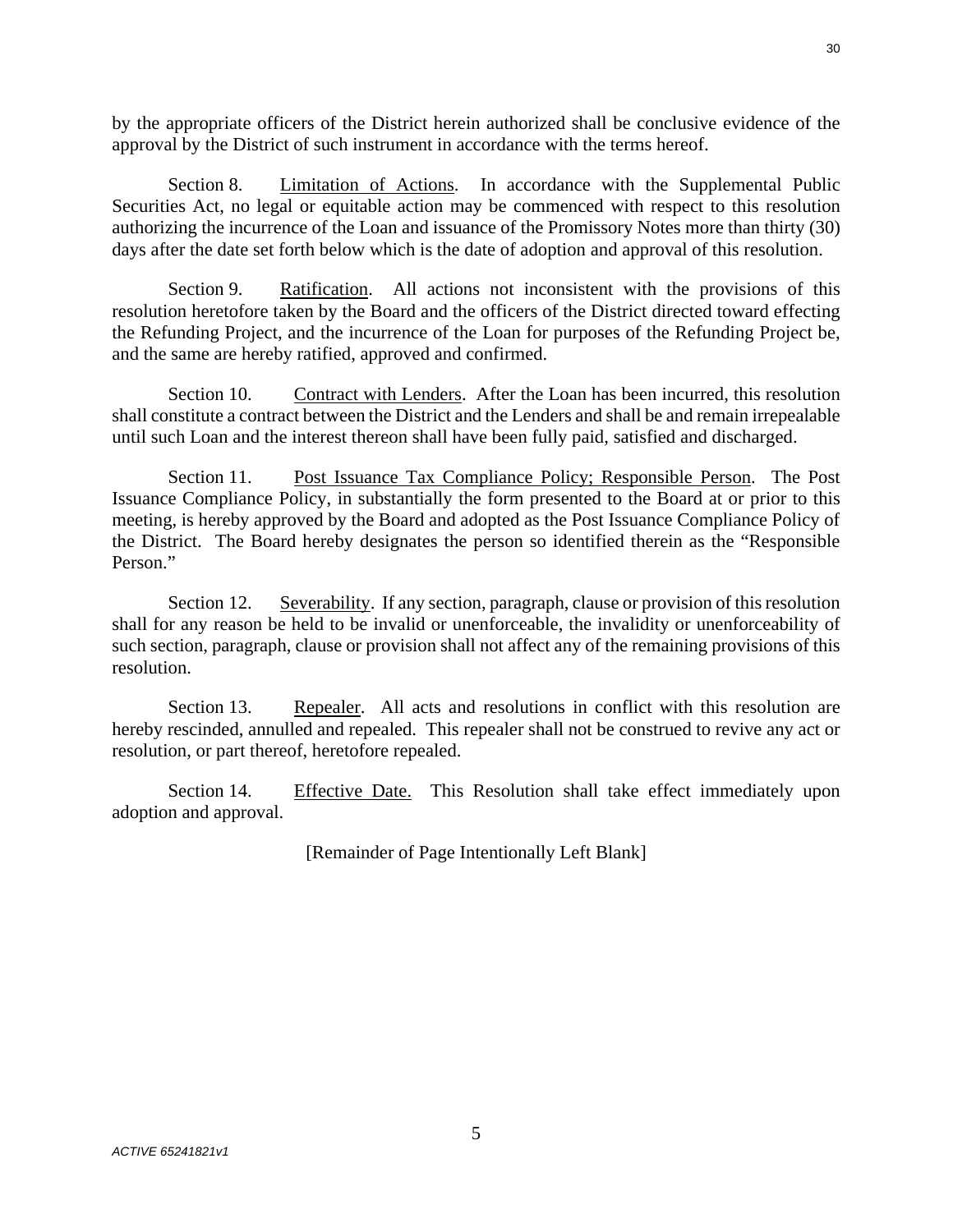by the appropriate officers of the District herein authorized shall be conclusive evidence of the approval by the District of such instrument in accordance with the terms hereof.

Section 8. Limitation of Actions. In accordance with the Supplemental Public Securities Act, no legal or equitable action may be commenced with respect to this resolution authorizing the incurrence of the Loan and issuance of the Promissory Notes more than thirty (30) days after the date set forth below which is the date of adoption and approval of this resolution.

Section 9. Ratification. All actions not inconsistent with the provisions of this resolution heretofore taken by the Board and the officers of the District directed toward effecting the Refunding Project, and the incurrence of the Loan for purposes of the Refunding Project be, and the same are hereby ratified, approved and confirmed.

Section 10. Contract with Lenders. After the Loan has been incurred, this resolution shall constitute a contract between the District and the Lenders and shall be and remain irrepealable until such Loan and the interest thereon shall have been fully paid, satisfied and discharged.

Section 11. Post Issuance Tax Compliance Policy; Responsible Person. The Post Issuance Compliance Policy, in substantially the form presented to the Board at or prior to this meeting, is hereby approved by the Board and adopted as the Post Issuance Compliance Policy of the District. The Board hereby designates the person so identified therein as the "Responsible Person."

Section 12. Severability. If any section, paragraph, clause or provision of this resolution shall for any reason be held to be invalid or unenforceable, the invalidity or unenforceability of such section, paragraph, clause or provision shall not affect any of the remaining provisions of this resolution.

Section 13. Repealer. All acts and resolutions in conflict with this resolution are hereby rescinded, annulled and repealed. This repealer shall not be construed to revive any act or resolution, or part thereof, heretofore repealed.

Section 14. Effective Date. This Resolution shall take effect immediately upon adoption and approval.

[Remainder of Page Intentionally Left Blank]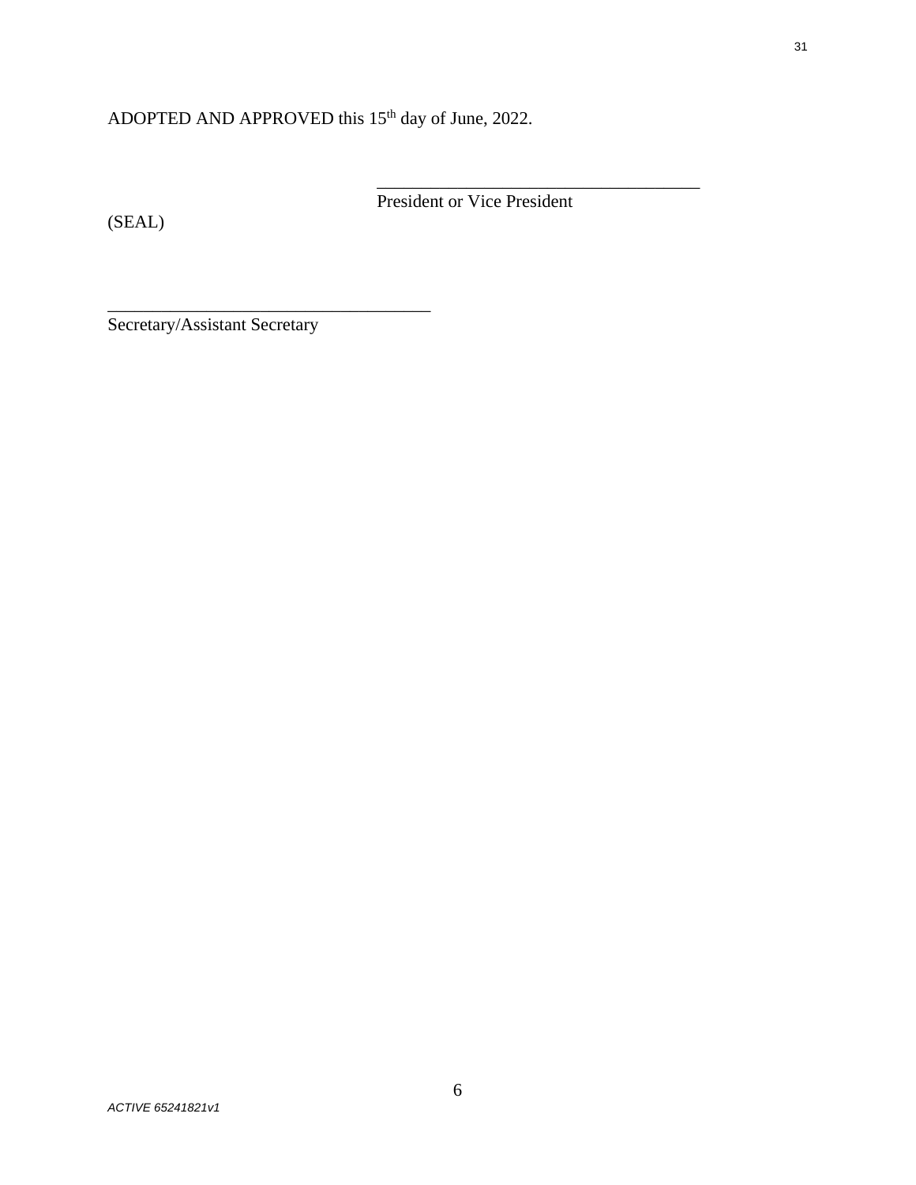ADOPTED AND APPROVED this 15th day of June, 2022.

_____________________________________
President or Vice President

(SEAL)

_____________________________________
Secretary/Assistant Secretary

*ACTIVE 65241821v1*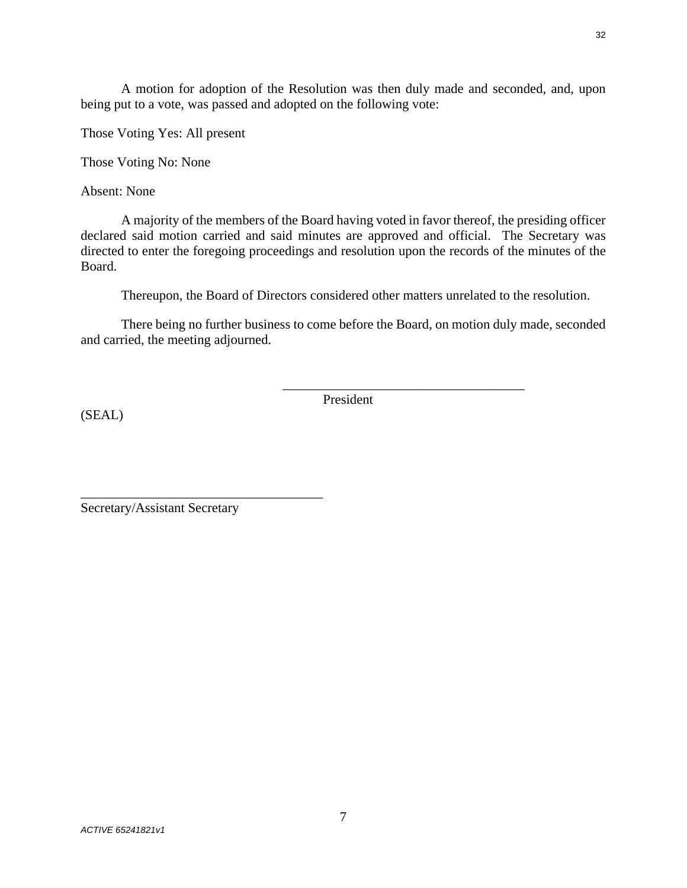A motion for adoption of the Resolution was then duly made and seconded, and, upon being put to a vote, was passed and adopted on the following vote:

Those Voting Yes: All present

Those Voting No: None

Absent: None

A majority of the members of the Board having voted in favor thereof, the presiding officer declared said motion carried and said minutes are approved and official. The Secretary was directed to enter the foregoing proceedings and resolution upon the records of the minutes of the Board.

Thereupon, the Board of Directors considered other matters unrelated to the resolution.

There being no further business to come before the Board, on motion duly made, seconded and carried, the meeting adjourned.

\_\_\_\_\_\_\_\_\_\_\_\_\_\_\_\_\_\_\_\_\_\_\_\_\_\_\_\_\_\_\_\_\_\_\_\_
President

(SEAL)

\_\_\_\_\_\_\_\_\_\_\_\_\_\_\_\_\_\_\_\_\_\_\_\_\_\_\_\_\_\_\_\_\_\_\_\_
Secretary/Assistant Secretary

*ACTIVE 65241821v1*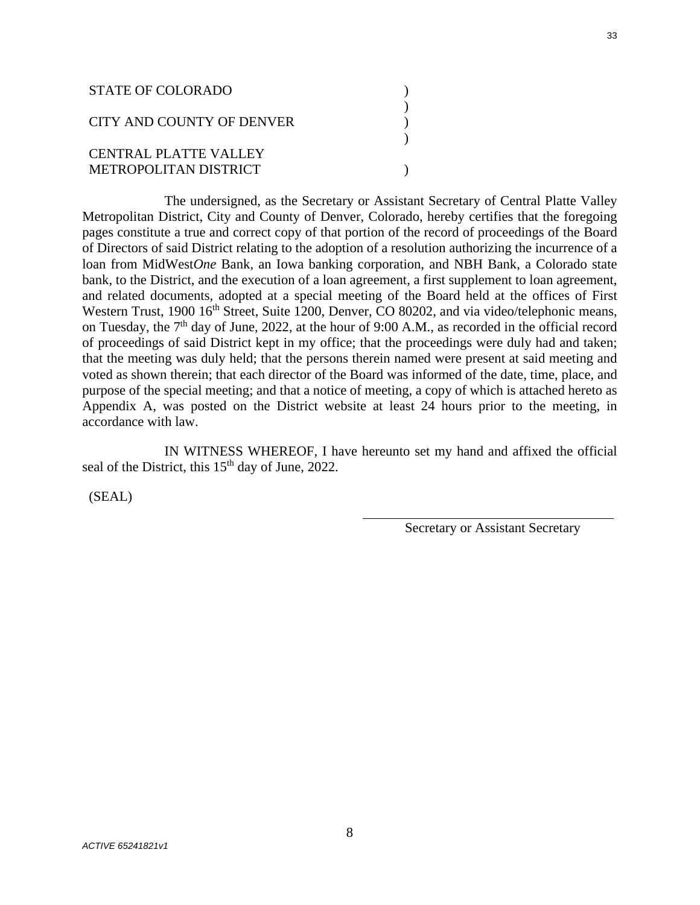STATE OF COLORADO )
)
CITY AND COUNTY OF DENVER )
)
CENTRAL PLATTE VALLEY
METROPOLITAN DISTRICT )

The undersigned, as the Secretary or Assistant Secretary of Central Platte Valley Metropolitan District, City and County of Denver, Colorado, hereby certifies that the foregoing pages constitute a true and correct copy of that portion of the record of proceedings of the Board of Directors of said District relating to the adoption of a resolution authorizing the incurrence of a loan from MidWest*One* Bank, an Iowa banking corporation, and NBH Bank, a Colorado state bank, to the District, and the execution of a loan agreement, a first supplement to loan agreement, and related documents, adopted at a special meeting of the Board held at the offices of First Western Trust, 1900 16th Street, Suite 1200, Denver, CO 80202, and via video/telephonic means, on Tuesday, the 7th day of June, 2022, at the hour of 9:00 A.M., as recorded in the official record of proceedings of said District kept in my office; that the proceedings were duly had and taken; that the meeting was duly held; that the persons therein named were present at said meeting and voted as shown therein; that each director of the Board was informed of the date, time, place, and purpose of the special meeting; and that a notice of meeting, a copy of which is attached hereto as Appendix A, was posted on the District website at least 24 hours prior to the meeting, in accordance with law.

IN WITNESS WHEREOF, I have hereunto set my hand and affixed the official seal of the District, this 15th day of June, 2022.

(SEAL)

\_\_\_\_\_\_\_\_\_\_\_\_\_\_\_\_\_\_\_\_\_\_\_\_\_\_\_\_\_\_\_\_\_\_\_\_
Secretary or Assistant Secretary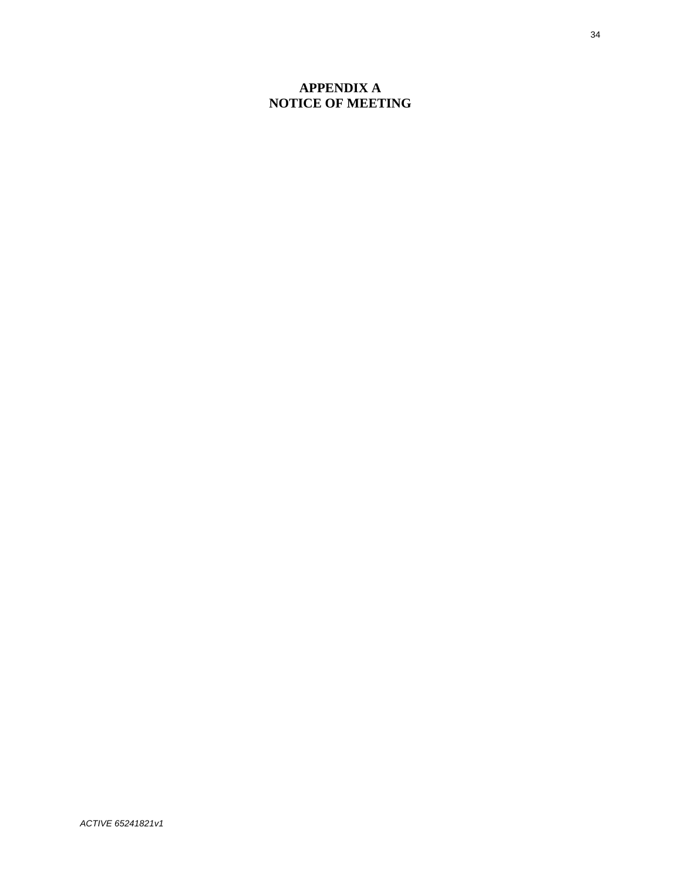# APPENDIX A
# NOTICE OF MEETING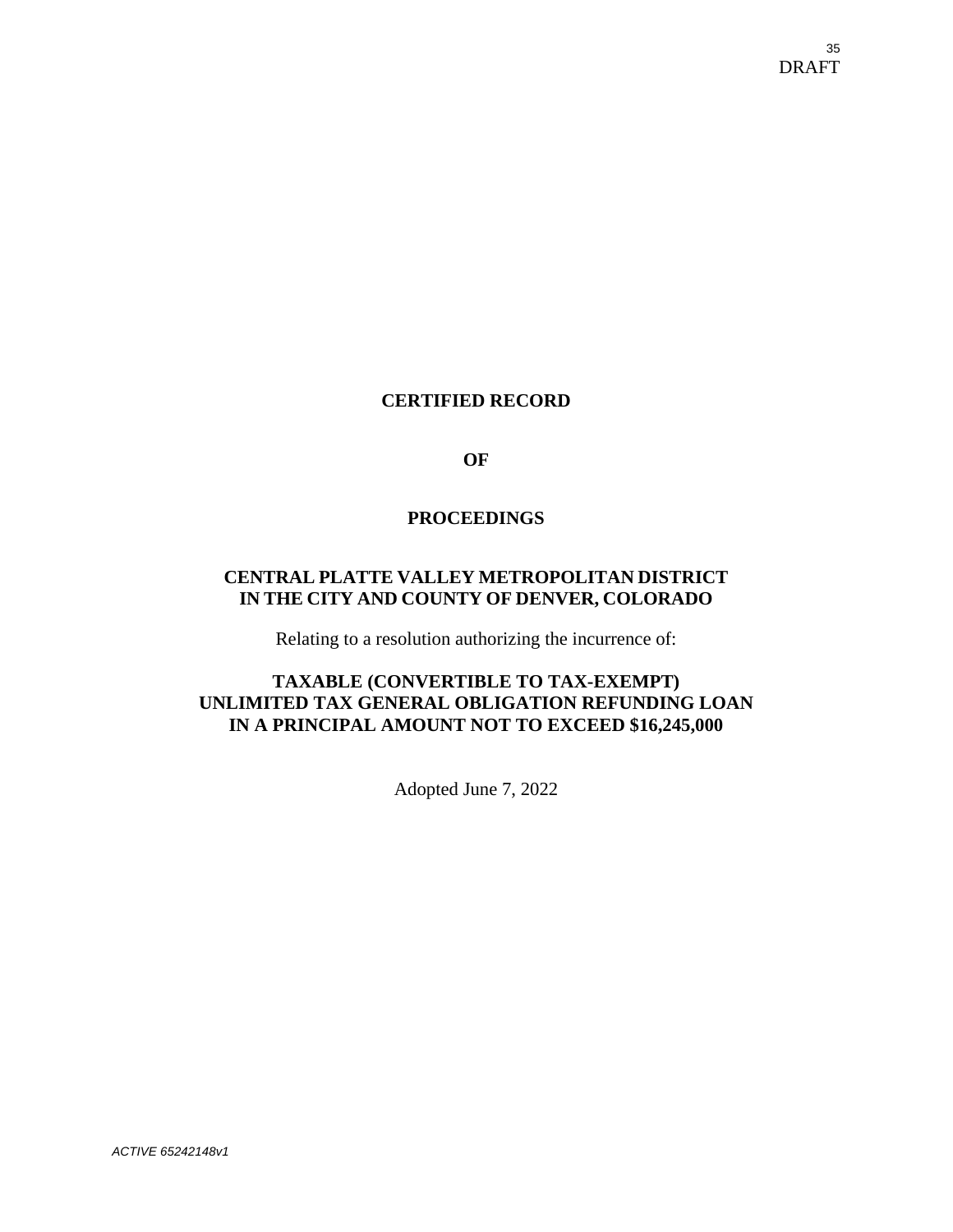DRAFT

**CERTIFIED RECORD**

**OF**

**PROCEEDINGS**

**CENTRAL PLATTE VALLEY METROPOLITAN DISTRICT**
**IN THE CITY AND COUNTY OF DENVER, COLORADO**

Relating to a resolution authorizing the incurrence of:

**TAXABLE (CONVERTIBLE TO TAX-EXEMPT)**
**UNLIMITED TAX GENERAL OBLIGATION REFUNDING LOAN**
**IN A PRINCIPAL AMOUNT NOT TO EXCEED $16,245,000**

Adopted June 7, 2022

*ACTIVE 65242148v1*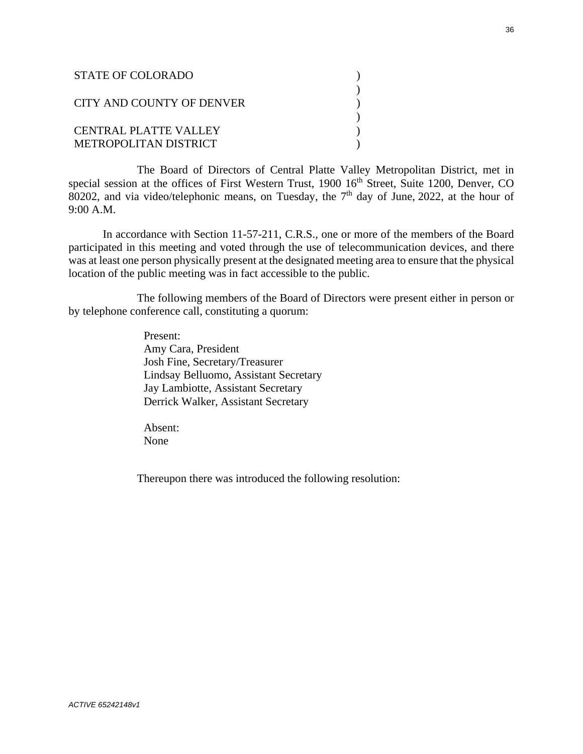| | |
|---|---|
| STATE OF COLORADO | ) |
| | ) |
| CITY AND COUNTY OF DENVER | ) |
| | ) |
| CENTRAL PLATTE VALLEY | ) |
| METROPOLITAN DISTRICT | ) |

The Board of Directors of Central Platte Valley Metropolitan District, met in special session at the offices of First Western Trust, 1900 16th Street, Suite 1200, Denver, CO 80202, and via video/telephonic means, on Tuesday, the 7th day of June, 2022, at the hour of 9:00 A.M.

In accordance with Section 11-57-211, C.R.S., one or more of the members of the Board participated in this meeting and voted through the use of telecommunication devices, and there was at least one person physically present at the designated meeting area to ensure that the physical location of the public meeting was in fact accessible to the public.

The following members of the Board of Directors were present either in person or by telephone conference call, constituting a quorum:

Present:
Amy Cara, President
Josh Fine, Secretary/Treasurer
Lindsay Belluomo, Assistant Secretary
Jay Lambiotte, Assistant Secretary
Derrick Walker, Assistant Secretary

Absent:
None

Thereupon there was introduced the following resolution:

*ACTIVE 65242148v1*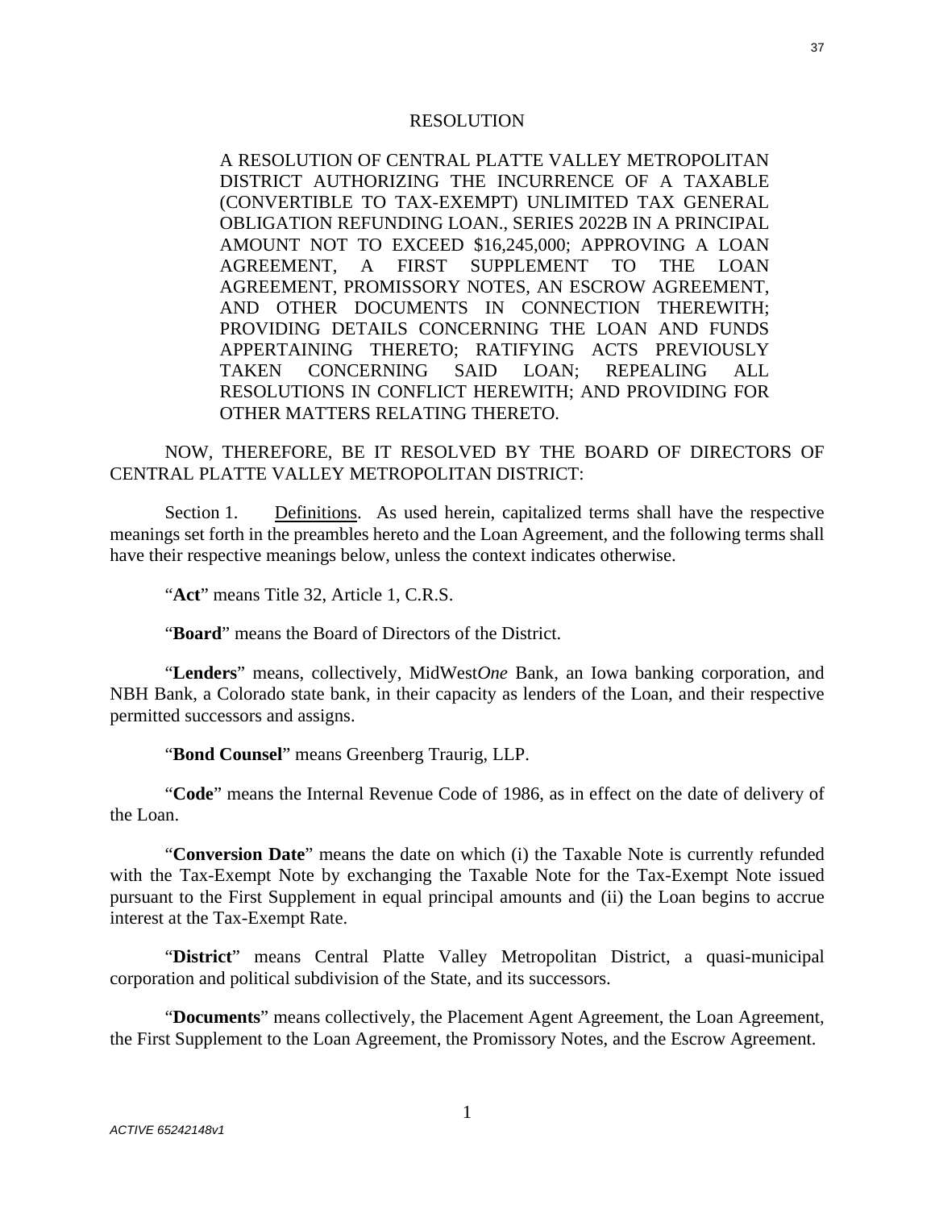# RESOLUTION

A RESOLUTION OF CENTRAL PLATTE VALLEY METROPOLITAN DISTRICT AUTHORIZING THE INCURRENCE OF A TAXABLE (CONVERTIBLE TO TAX-EXEMPT) UNLIMITED TAX GENERAL OBLIGATION REFUNDING LOAN., SERIES 2022B IN A PRINCIPAL AMOUNT NOT TO EXCEED $16,245,000; APPROVING A LOAN AGREEMENT, A FIRST SUPPLEMENT TO THE LOAN AGREEMENT, PROMISSORY NOTES, AN ESCROW AGREEMENT, AND OTHER DOCUMENTS IN CONNECTION THEREWITH; PROVIDING DETAILS CONCERNING THE LOAN AND FUNDS APPERTAINING THERETO; RATIFYING ACTS PREVIOUSLY TAKEN CONCERNING SAID LOAN; REPEALING ALL RESOLUTIONS IN CONFLICT HEREWITH; AND PROVIDING FOR OTHER MATTERS RELATING THERETO.

NOW, THEREFORE, BE IT RESOLVED BY THE BOARD OF DIRECTORS OF CENTRAL PLATTE VALLEY METROPOLITAN DISTRICT:

Section 1. Definitions. As used herein, capitalized terms shall have the respective meanings set forth in the preambles hereto and the Loan Agreement, and the following terms shall have their respective meanings below, unless the context indicates otherwise.

"**Act**" means Title 32, Article 1, C.R.S.

"**Board**" means the Board of Directors of the District.

"**Lenders**" means, collectively, MidWest*One* Bank, an Iowa banking corporation, and NBH Bank, a Colorado state bank, in their capacity as lenders of the Loan, and their respective permitted successors and assigns.

"**Bond Counsel**" means Greenberg Traurig, LLP.

"**Code**" means the Internal Revenue Code of 1986, as in effect on the date of delivery of the Loan.

"**Conversion Date**" means the date on which (i) the Taxable Note is currently refunded with the Tax-Exempt Note by exchanging the Taxable Note for the Tax-Exempt Note issued pursuant to the First Supplement in equal principal amounts and (ii) the Loan begins to accrue interest at the Tax-Exempt Rate.

"**District**" means Central Platte Valley Metropolitan District, a quasi-municipal corporation and political subdivision of the State, and its successors.

"**Documents**" means collectively, the Placement Agent Agreement, the Loan Agreement, the First Supplement to the Loan Agreement, the Promissory Notes, and the Escrow Agreement.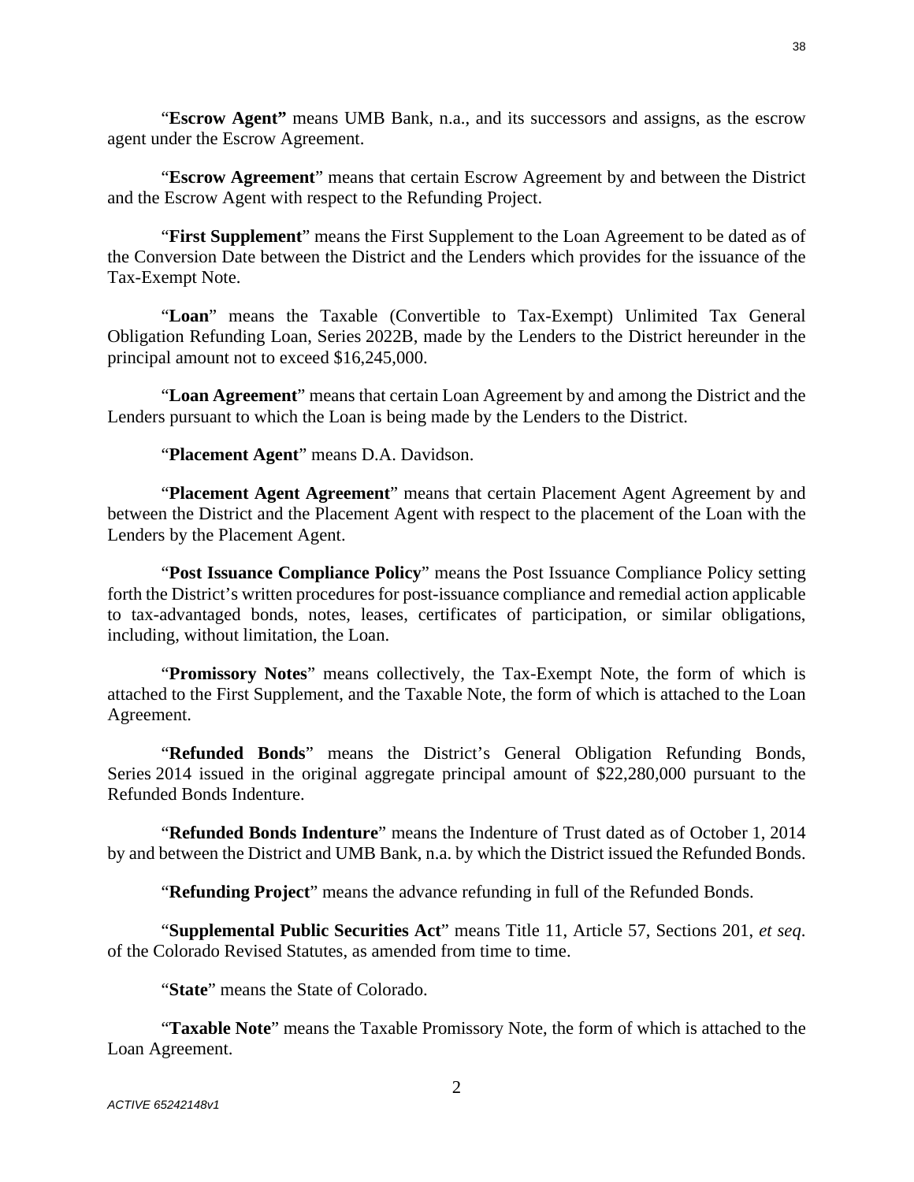"**Escrow Agent"** means UMB Bank, n.a., and its successors and assigns, as the escrow agent under the Escrow Agreement.

"**Escrow Agreement**" means that certain Escrow Agreement by and between the District and the Escrow Agent with respect to the Refunding Project.

"**First Supplement**" means the First Supplement to the Loan Agreement to be dated as of the Conversion Date between the District and the Lenders which provides for the issuance of the Tax-Exempt Note.

"**Loan**" means the Taxable (Convertible to Tax-Exempt) Unlimited Tax General Obligation Refunding Loan, Series 2022B, made by the Lenders to the District hereunder in the principal amount not to exceed $16,245,000.

"**Loan Agreement**" means that certain Loan Agreement by and among the District and the Lenders pursuant to which the Loan is being made by the Lenders to the District.

"**Placement Agent**" means D.A. Davidson.

"**Placement Agent Agreement**" means that certain Placement Agent Agreement by and between the District and the Placement Agent with respect to the placement of the Loan with the Lenders by the Placement Agent.

"**Post Issuance Compliance Policy**" means the Post Issuance Compliance Policy setting forth the District's written procedures for post-issuance compliance and remedial action applicable to tax-advantaged bonds, notes, leases, certificates of participation, or similar obligations, including, without limitation, the Loan.

"**Promissory Notes**" means collectively, the Tax-Exempt Note, the form of which is attached to the First Supplement, and the Taxable Note, the form of which is attached to the Loan Agreement.

"**Refunded Bonds**" means the District's General Obligation Refunding Bonds, Series 2014 issued in the original aggregate principal amount of $22,280,000 pursuant to the Refunded Bonds Indenture.

"**Refunded Bonds Indenture**" means the Indenture of Trust dated as of October 1, 2014 by and between the District and UMB Bank, n.a. by which the District issued the Refunded Bonds.

"**Refunding Project**" means the advance refunding in full of the Refunded Bonds.

"**Supplemental Public Securities Act**" means Title 11, Article 57, Sections 201, *et seq*. of the Colorado Revised Statutes, as amended from time to time.

"**State**" means the State of Colorado.

"**Taxable Note**" means the Taxable Promissory Note, the form of which is attached to the Loan Agreement.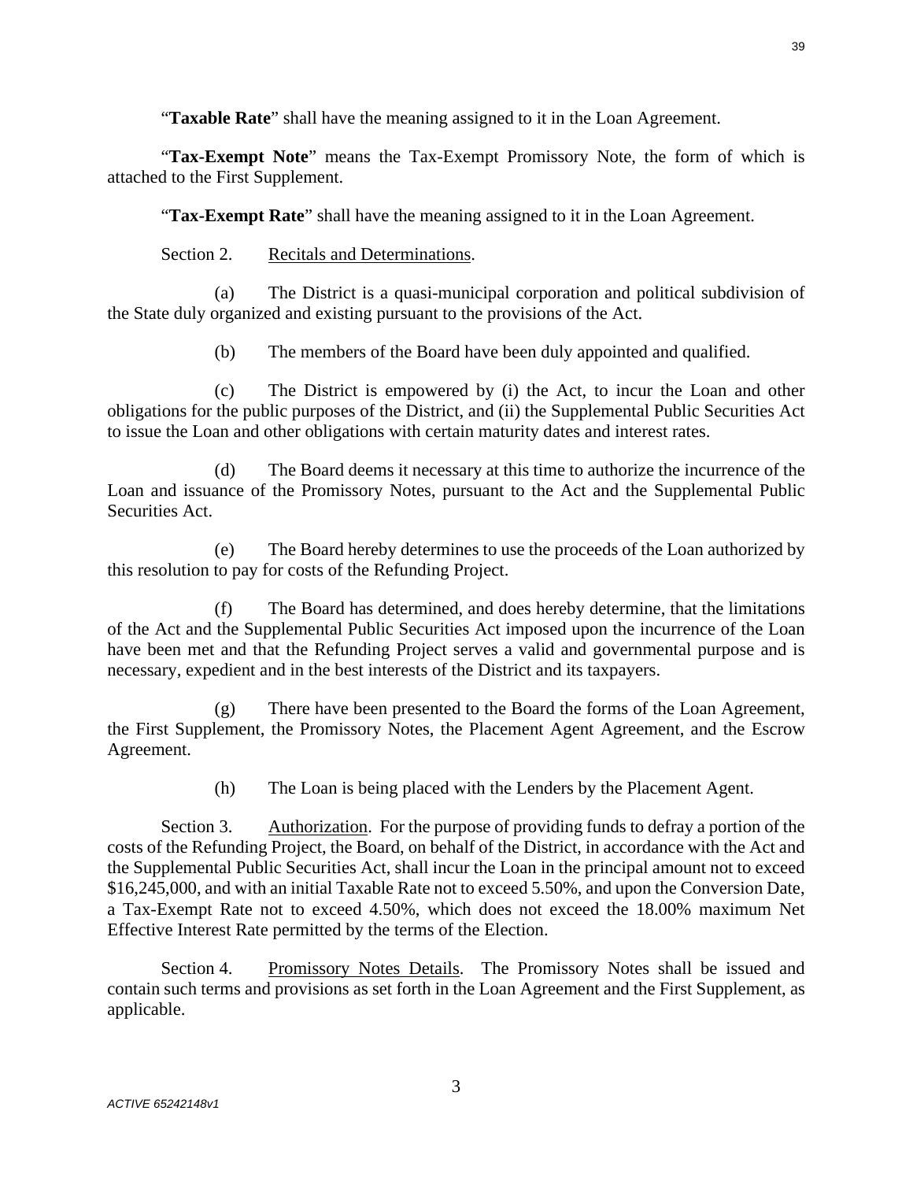"**Taxable Rate**" shall have the meaning assigned to it in the Loan Agreement.

"**Tax-Exempt Note**" means the Tax-Exempt Promissory Note, the form of which is attached to the First Supplement.

"**Tax-Exempt Rate**" shall have the meaning assigned to it in the Loan Agreement.

Section 2. Recitals and Determinations.

(a) The District is a quasi-municipal corporation and political subdivision of the State duly organized and existing pursuant to the provisions of the Act.

(b) The members of the Board have been duly appointed and qualified.

(c) The District is empowered by (i) the Act, to incur the Loan and other obligations for the public purposes of the District, and (ii) the Supplemental Public Securities Act to issue the Loan and other obligations with certain maturity dates and interest rates.

(d) The Board deems it necessary at this time to authorize the incurrence of the Loan and issuance of the Promissory Notes, pursuant to the Act and the Supplemental Public Securities Act.

(e) The Board hereby determines to use the proceeds of the Loan authorized by this resolution to pay for costs of the Refunding Project.

(f) The Board has determined, and does hereby determine, that the limitations of the Act and the Supplemental Public Securities Act imposed upon the incurrence of the Loan have been met and that the Refunding Project serves a valid and governmental purpose and is necessary, expedient and in the best interests of the District and its taxpayers.

(g) There have been presented to the Board the forms of the Loan Agreement, the First Supplement, the Promissory Notes, the Placement Agent Agreement, and the Escrow Agreement.

(h) The Loan is being placed with the Lenders by the Placement Agent.

Section 3. Authorization. For the purpose of providing funds to defray a portion of the costs of the Refunding Project, the Board, on behalf of the District, in accordance with the Act and the Supplemental Public Securities Act, shall incur the Loan in the principal amount not to exceed $16,245,000, and with an initial Taxable Rate not to exceed 5.50%, and upon the Conversion Date, a Tax-Exempt Rate not to exceed 4.50%, which does not exceed the 18.00% maximum Net Effective Interest Rate permitted by the terms of the Election.

Section 4. Promissory Notes Details. The Promissory Notes shall be issued and contain such terms and provisions as set forth in the Loan Agreement and the First Supplement, as applicable.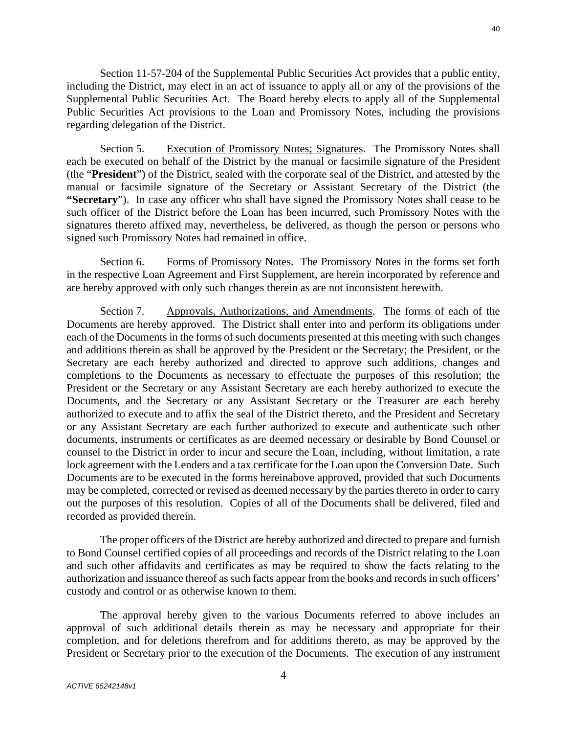Section 11-57-204 of the Supplemental Public Securities Act provides that a public entity, including the District, may elect in an act of issuance to apply all or any of the provisions of the Supplemental Public Securities Act. The Board hereby elects to apply all of the Supplemental Public Securities Act provisions to the Loan and Promissory Notes, including the provisions regarding delegation of the District.

Section 5. Execution of Promissory Notes; Signatures. The Promissory Notes shall each be executed on behalf of the District by the manual or facsimile signature of the President (the "**President**") of the District, sealed with the corporate seal of the District, and attested by the manual or facsimile signature of the Secretary or Assistant Secretary of the District (the **"Secretary**"). In case any officer who shall have signed the Promissory Notes shall cease to be such officer of the District before the Loan has been incurred, such Promissory Notes with the signatures thereto affixed may, nevertheless, be delivered, as though the person or persons who signed such Promissory Notes had remained in office.

Section 6. Forms of Promissory Notes. The Promissory Notes in the forms set forth in the respective Loan Agreement and First Supplement, are herein incorporated by reference and are hereby approved with only such changes therein as are not inconsistent herewith.

Section 7. Approvals, Authorizations, and Amendments. The forms of each of the Documents are hereby approved. The District shall enter into and perform its obligations under each of the Documents in the forms of such documents presented at this meeting with such changes and additions therein as shall be approved by the President or the Secretary; the President, or the Secretary are each hereby authorized and directed to approve such additions, changes and completions to the Documents as necessary to effectuate the purposes of this resolution; the President or the Secretary or any Assistant Secretary are each hereby authorized to execute the Documents, and the Secretary or any Assistant Secretary or the Treasurer are each hereby authorized to execute and to affix the seal of the District thereto, and the President and Secretary or any Assistant Secretary are each further authorized to execute and authenticate such other documents, instruments or certificates as are deemed necessary or desirable by Bond Counsel or counsel to the District in order to incur and secure the Loan, including, without limitation, a rate lock agreement with the Lenders and a tax certificate for the Loan upon the Conversion Date. Such Documents are to be executed in the forms hereinabove approved, provided that such Documents may be completed, corrected or revised as deemed necessary by the parties thereto in order to carry out the purposes of this resolution. Copies of all of the Documents shall be delivered, filed and recorded as provided therein.

The proper officers of the District are hereby authorized and directed to prepare and furnish to Bond Counsel certified copies of all proceedings and records of the District relating to the Loan and such other affidavits and certificates as may be required to show the facts relating to the authorization and issuance thereof as such facts appear from the books and records in such officers' custody and control or as otherwise known to them.

The approval hereby given to the various Documents referred to above includes an approval of such additional details therein as may be necessary and appropriate for their completion, and for deletions therefrom and for additions thereto, as may be approved by the President or Secretary prior to the execution of the Documents. The execution of any instrument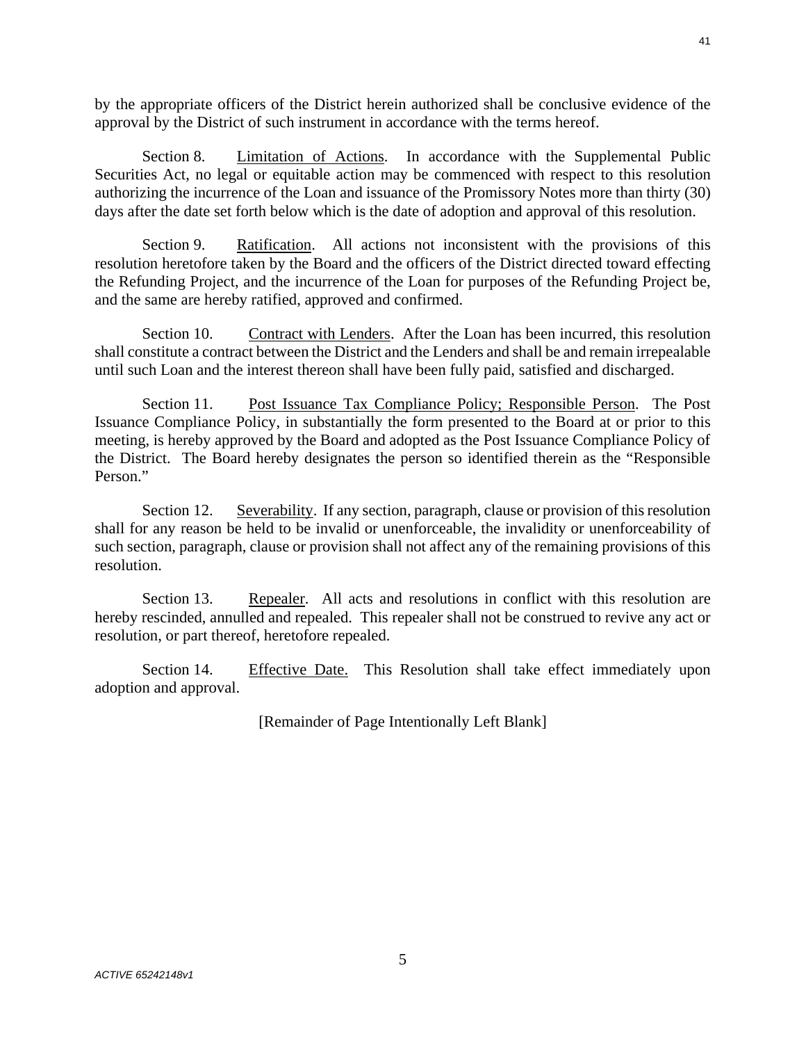by the appropriate officers of the District herein authorized shall be conclusive evidence of the approval by the District of such instrument in accordance with the terms hereof.

Section 8. Limitation of Actions. In accordance with the Supplemental Public Securities Act, no legal or equitable action may be commenced with respect to this resolution authorizing the incurrence of the Loan and issuance of the Promissory Notes more than thirty (30) days after the date set forth below which is the date of adoption and approval of this resolution.

Section 9. Ratification. All actions not inconsistent with the provisions of this resolution heretofore taken by the Board and the officers of the District directed toward effecting the Refunding Project, and the incurrence of the Loan for purposes of the Refunding Project be, and the same are hereby ratified, approved and confirmed.

Section 10. Contract with Lenders. After the Loan has been incurred, this resolution shall constitute a contract between the District and the Lenders and shall be and remain irrepealable until such Loan and the interest thereon shall have been fully paid, satisfied and discharged.

Section 11. Post Issuance Tax Compliance Policy; Responsible Person. The Post Issuance Compliance Policy, in substantially the form presented to the Board at or prior to this meeting, is hereby approved by the Board and adopted as the Post Issuance Compliance Policy of the District. The Board hereby designates the person so identified therein as the "Responsible Person."

Section 12. Severability. If any section, paragraph, clause or provision of this resolution shall for any reason be held to be invalid or unenforceable, the invalidity or unenforceability of such section, paragraph, clause or provision shall not affect any of the remaining provisions of this resolution.

Section 13. Repealer. All acts and resolutions in conflict with this resolution are hereby rescinded, annulled and repealed. This repealer shall not be construed to revive any act or resolution, or part thereof, heretofore repealed.

Section 14. Effective Date. This Resolution shall take effect immediately upon adoption and approval.

[Remainder of Page Intentionally Left Blank]

ACTIVE 65242148v1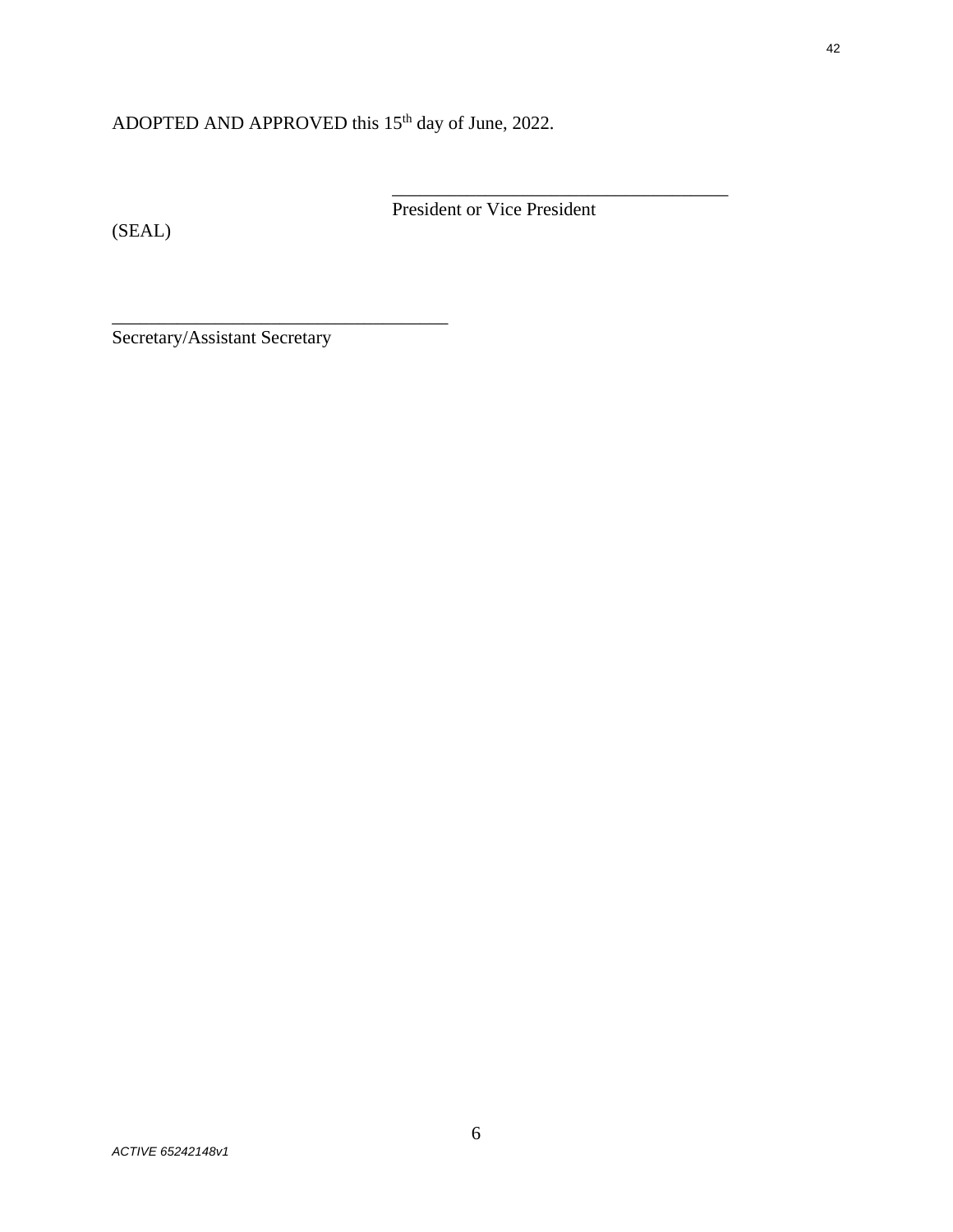ADOPTED AND APPROVED this 15th day of June, 2022.

_____________________________________
President or Vice President

(SEAL)

_____________________________________
Secretary/Assistant Secretary

*ACTIVE 65242148v1*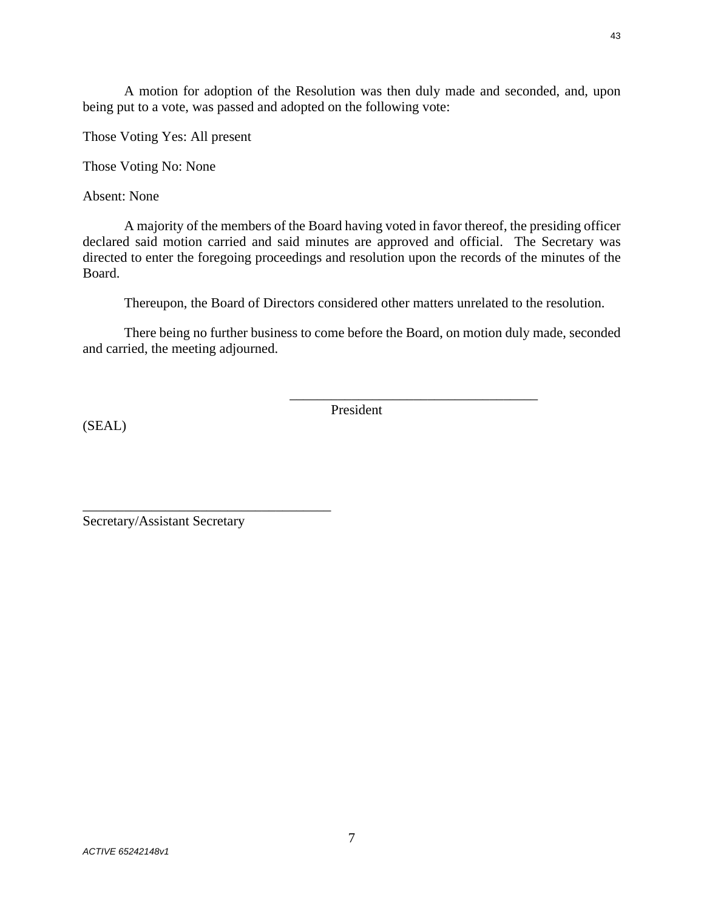A motion for adoption of the Resolution was then duly made and seconded, and, upon being put to a vote, was passed and adopted on the following vote:

Those Voting Yes: All present

Those Voting No: None

Absent: None

A majority of the members of the Board having voted in favor thereof, the presiding officer declared said motion carried and said minutes are approved and official. The Secretary was directed to enter the foregoing proceedings and resolution upon the records of the minutes of the Board.

Thereupon, the Board of Directors considered other matters unrelated to the resolution.

There being no further business to come before the Board, on motion duly made, seconded and carried, the meeting adjourned.

\_\_\_\_\_\_\_\_\_\_\_\_\_\_\_\_\_\_\_\_\_\_\_\_\_\_\_\_\_\_\_\_\_\_\_\_
President

(SEAL)

\_\_\_\_\_\_\_\_\_\_\_\_\_\_\_\_\_\_\_\_\_\_\_\_\_\_\_\_\_\_\_\_\_\_\_\_
Secretary/Assistant Secretary

*ACTIVE 65242148v1*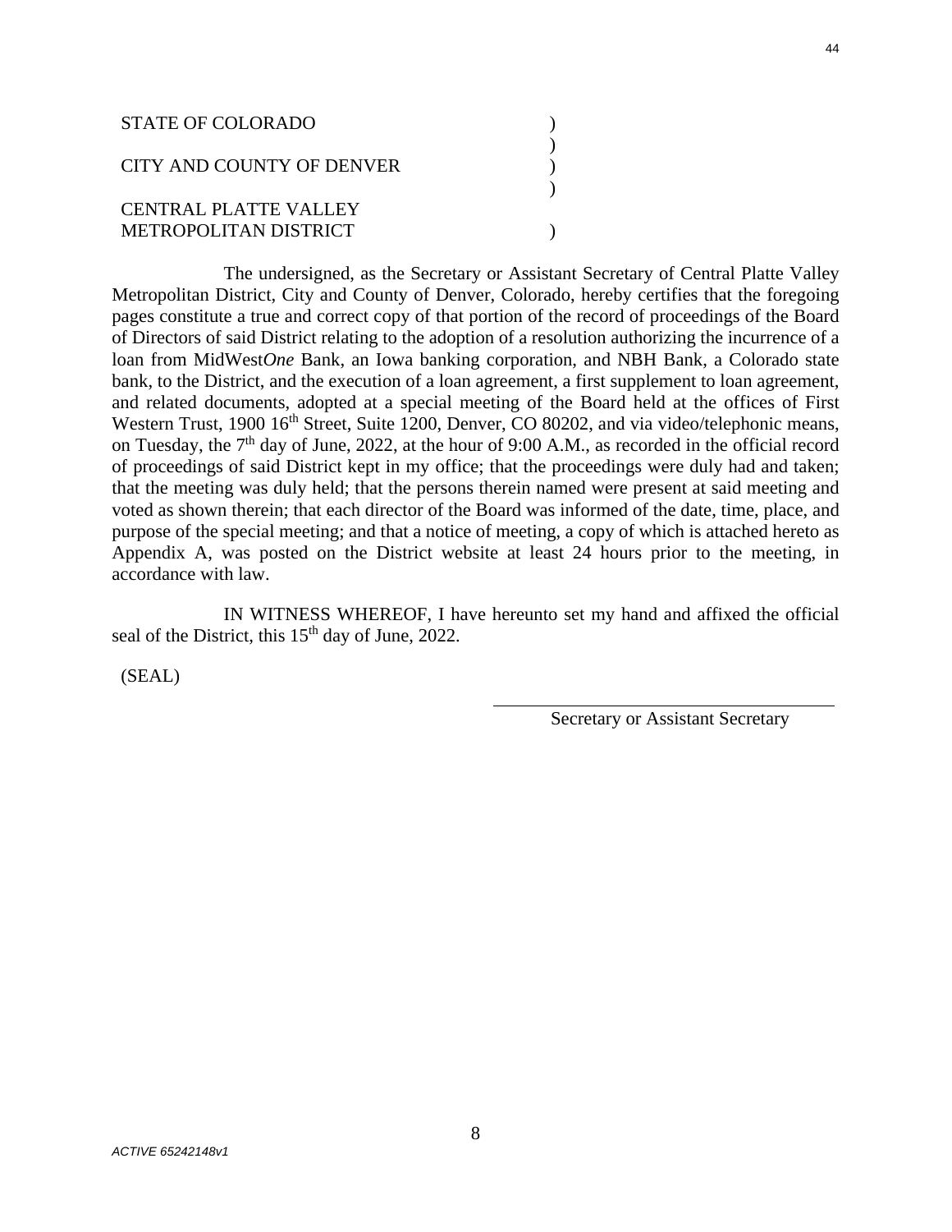STATE OF COLORADO )
)
CITY AND COUNTY OF DENVER )
)
CENTRAL PLATTE VALLEY
METROPOLITAN DISTRICT )

The undersigned, as the Secretary or Assistant Secretary of Central Platte Valley Metropolitan District, City and County of Denver, Colorado, hereby certifies that the foregoing pages constitute a true and correct copy of that portion of the record of proceedings of the Board of Directors of said District relating to the adoption of a resolution authorizing the incurrence of a loan from MidWest*One* Bank, an Iowa banking corporation, and NBH Bank, a Colorado state bank, to the District, and the execution of a loan agreement, a first supplement to loan agreement, and related documents, adopted at a special meeting of the Board held at the offices of First Western Trust, 1900 16th Street, Suite 1200, Denver, CO 80202, and via video/telephonic means, on Tuesday, the 7th day of June, 2022, at the hour of 9:00 A.M., as recorded in the official record of proceedings of said District kept in my office; that the proceedings were duly had and taken; that the meeting was duly held; that the persons therein named were present at said meeting and voted as shown therein; that each director of the Board was informed of the date, time, place, and purpose of the special meeting; and that a notice of meeting, a copy of which is attached hereto as Appendix A, was posted on the District website at least 24 hours prior to the meeting, in accordance with law.

IN WITNESS WHEREOF, I have hereunto set my hand and affixed the official seal of the District, this 15th day of June, 2022.

(SEAL)

_______________________________________
Secretary or Assistant Secretary

ACTIVE 65242148v1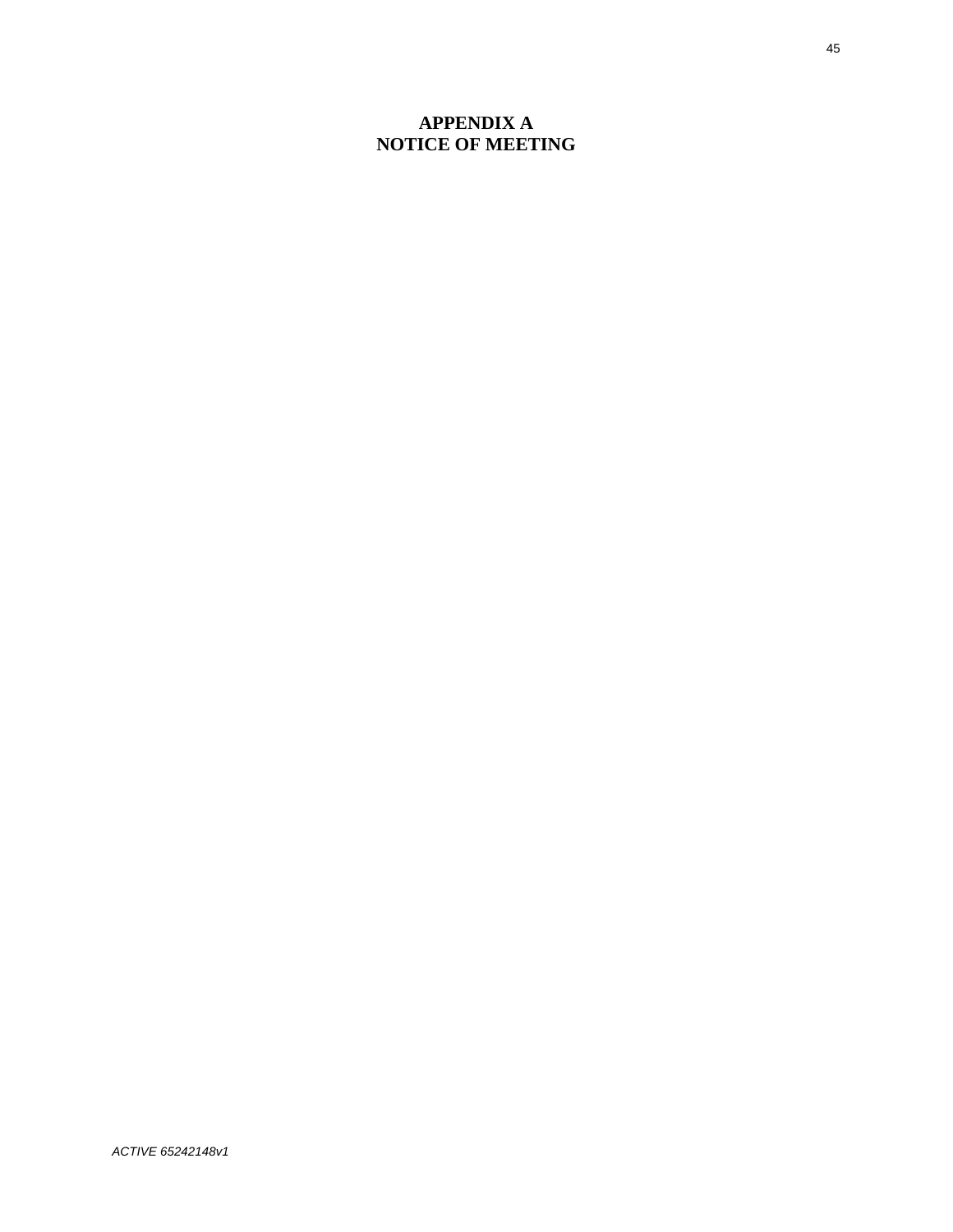# APPENDIX A
# NOTICE OF MEETING

*ACTIVE 65242148v1*